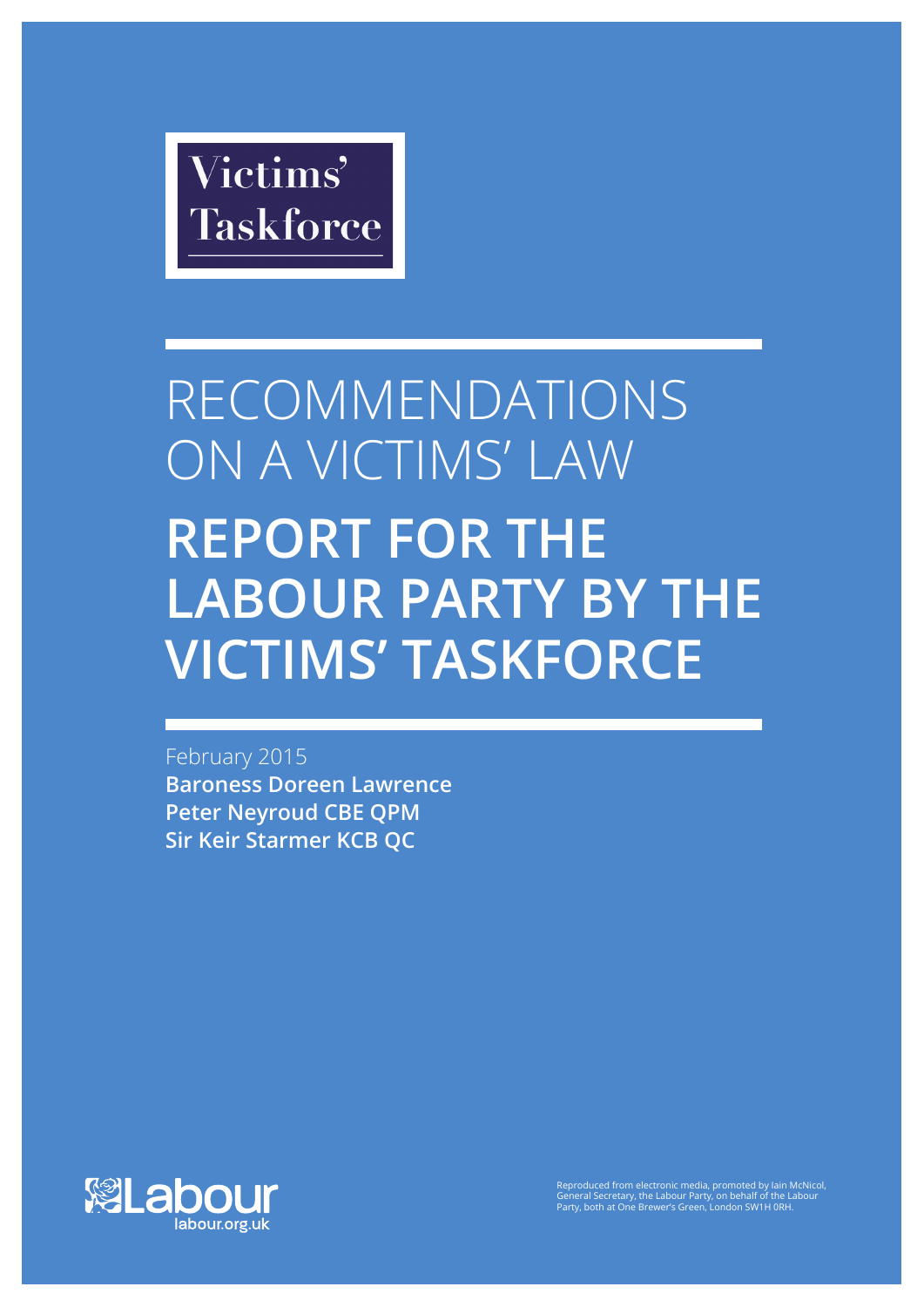Victims'
Taskforce

# RECOMMENDATIONS ON A VICTIMS' LAW

# REPORT FOR THE LABOUR PARTY BY THE VICTIMS' TASKFORCE

February 2015

**Baroness Doreen Lawrence**
**Peter Neyroud CBE QPM**
**Sir Keir Starmer KCB QC**

Labour
labour.org.uk

Reproduced from electronic media, promoted by Iain McNicol, General Secretary, the Labour Party, on behalf of the Labour Party, both at One Brewer's Green, London SW1H 0RH.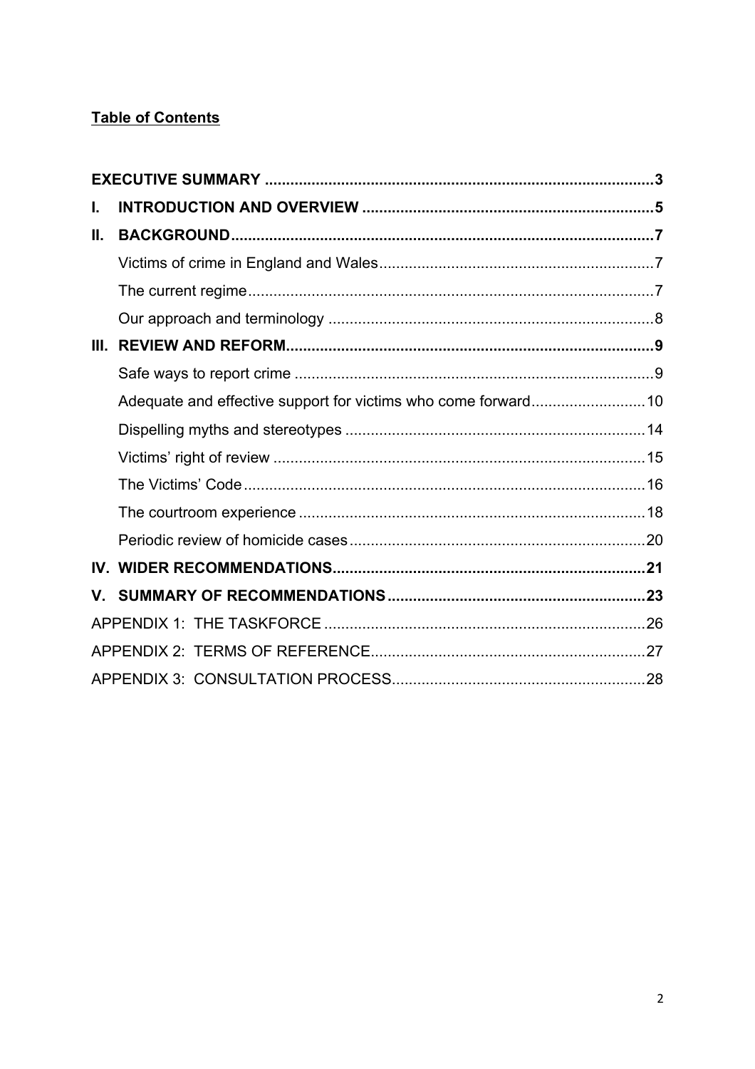**Table of Contents**

**EXECUTIVE SUMMARY** ........................................................................................ **3**

**I. INTRODUCTION AND OVERVIEW** .................................................................... **5**

**II. BACKGROUND** .................................................................................................. **7**

- Victims of crime in England and Wales ................................................................ 7
- The current regime .............................................................................................. 7
- Our approach and terminology ............................................................................ 8

**III. REVIEW AND REFORM** .................................................................................... **9**

- Safe ways to report crime .................................................................................... 9
- Adequate and effective support for victims who come forward ........................... 10
- Dispelling myths and stereotypes ...................................................................... 14
- Victims' right of review ....................................................................................... 15
- The Victims' Code .............................................................................................. 16
- The courtroom experience ................................................................................. 18
- Periodic review of homicide cases ..................................................................... 20

**IV. WIDER RECOMMENDATIONS** ........................................................................ **21**

**V. SUMMARY OF RECOMMENDATIONS** ............................................................. **23**

APPENDIX 1: THE TASKFORCE ............................................................................ 26

APPENDIX 2: TERMS OF REFERENCE ................................................................. 27

APPENDIX 3: CONSULTATION PROCESS ............................................................ 28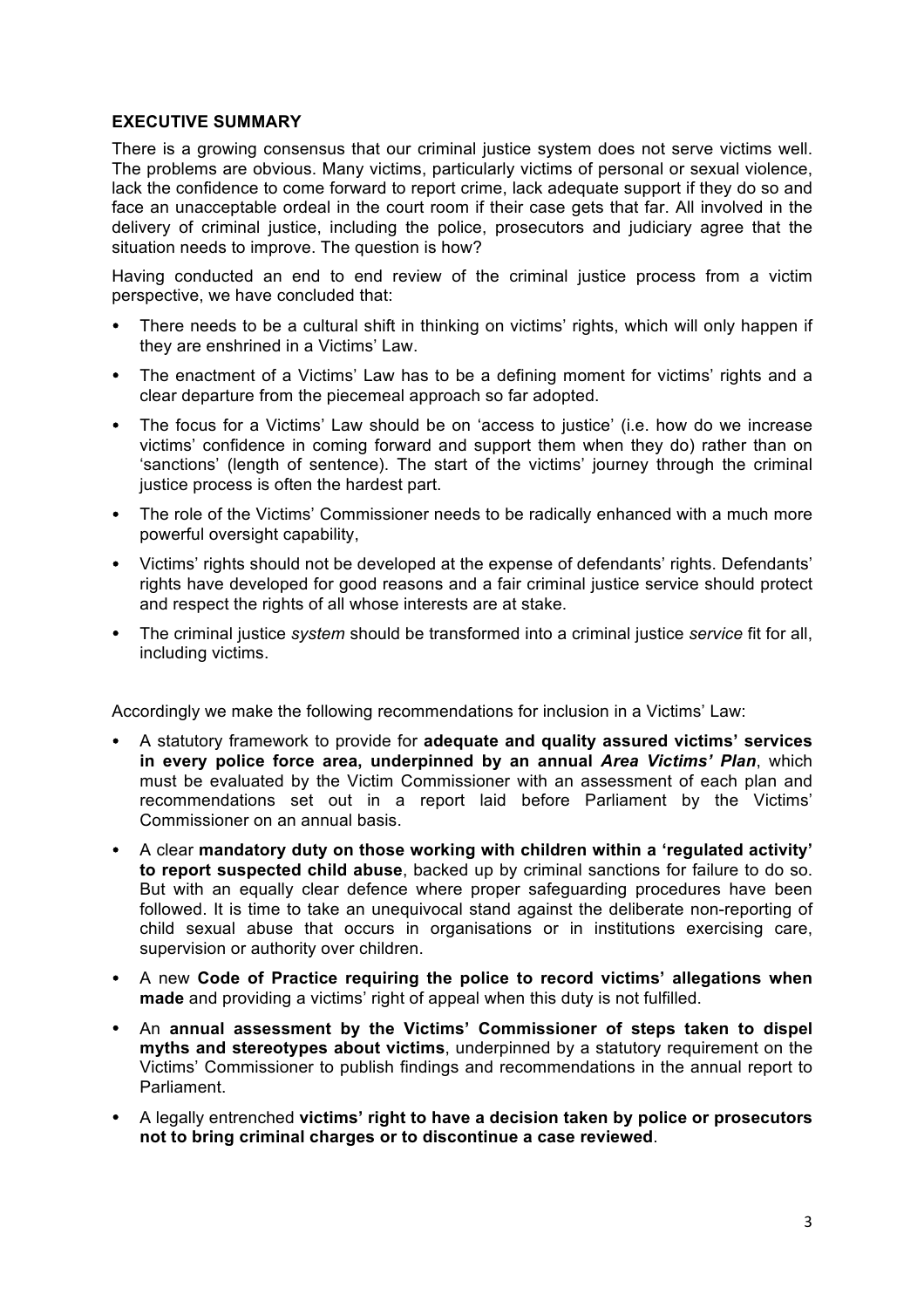## EXECUTIVE SUMMARY

There is a growing consensus that our criminal justice system does not serve victims well. The problems are obvious. Many victims, particularly victims of personal or sexual violence, lack the confidence to come forward to report crime, lack adequate support if they do so and face an unacceptable ordeal in the court room if their case gets that far. All involved in the delivery of criminal justice, including the police, prosecutors and judiciary agree that the situation needs to improve. The question is how?

Having conducted an end to end review of the criminal justice process from a victim perspective, we have concluded that:

- There needs to be a cultural shift in thinking on victims' rights, which will only happen if they are enshrined in a Victims' Law.
- The enactment of a Victims' Law has to be a defining moment for victims' rights and a clear departure from the piecemeal approach so far adopted.
- The focus for a Victims' Law should be on 'access to justice' (i.e. how do we increase victims' confidence in coming forward and support them when they do) rather than on 'sanctions' (length of sentence). The start of the victims' journey through the criminal justice process is often the hardest part.
- The role of the Victims' Commissioner needs to be radically enhanced with a much more powerful oversight capability,
- Victims' rights should not be developed at the expense of defendants' rights. Defendants' rights have developed for good reasons and a fair criminal justice service should protect and respect the rights of all whose interests are at stake.
- The criminal justice *system* should be transformed into a criminal justice *service* fit for all, including victims.

Accordingly we make the following recommendations for inclusion in a Victims' Law:

- A statutory framework to provide for **adequate and quality assured victims' services in every police force area, underpinned by an annual *Area Victims' Plan***, which must be evaluated by the Victim Commissioner with an assessment of each plan and recommendations set out in a report laid before Parliament by the Victims' Commissioner on an annual basis.
- A clear **mandatory duty on those working with children within a 'regulated activity' to report suspected child abuse**, backed up by criminal sanctions for failure to do so. But with an equally clear defence where proper safeguarding procedures have been followed. It is time to take an unequivocal stand against the deliberate non-reporting of child sexual abuse that occurs in organisations or in institutions exercising care, supervision or authority over children.
- A new **Code of Practice requiring the police to record victims' allegations when made** and providing a victims' right of appeal when this duty is not fulfilled.
- An **annual assessment by the Victims' Commissioner of steps taken to dispel myths and stereotypes about victims**, underpinned by a statutory requirement on the Victims' Commissioner to publish findings and recommendations in the annual report to Parliament.
- A legally entrenched **victims' right to have a decision taken by police or prosecutors not to bring criminal charges or to discontinue a case reviewed**.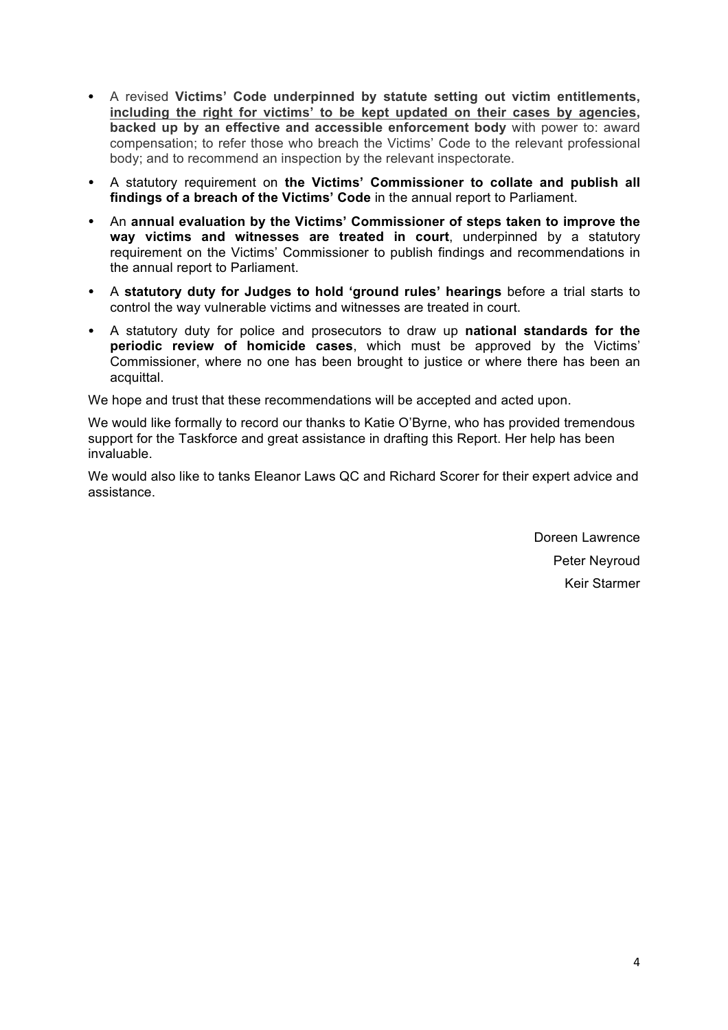- A revised **Victims' Code underpinned by statute setting out victim entitlements, <u>including the right for victims' to be kept updated on their cases by agencies</u>, backed up by an effective and accessible enforcement body** with power to: award compensation; to refer those who breach the Victims' Code to the relevant professional body; and to recommend an inspection by the relevant inspectorate.
- A statutory requirement on **the Victims' Commissioner to collate and publish all findings of a breach of the Victims' Code** in the annual report to Parliament.
- An **annual evaluation by the Victims' Commissioner of steps taken to improve the way victims and witnesses are treated in court**, underpinned by a statutory requirement on the Victims' Commissioner to publish findings and recommendations in the annual report to Parliament.
- A **statutory duty for Judges to hold 'ground rules' hearings** before a trial starts to control the way vulnerable victims and witnesses are treated in court.
- A statutory duty for police and prosecutors to draw up **national standards for the periodic review of homicide cases**, which must be approved by the Victims' Commissioner, where no one has been brought to justice or where there has been an acquittal.

We hope and trust that these recommendations will be accepted and acted upon.

We would like formally to record our thanks to Katie O'Byrne, who has provided tremendous support for the Taskforce and great assistance in drafting this Report. Her help has been invaluable.

We would also like to tanks Eleanor Laws QC and Richard Scorer for their expert advice and assistance.

Doreen Lawrence

Peter Neyroud

Keir Starmer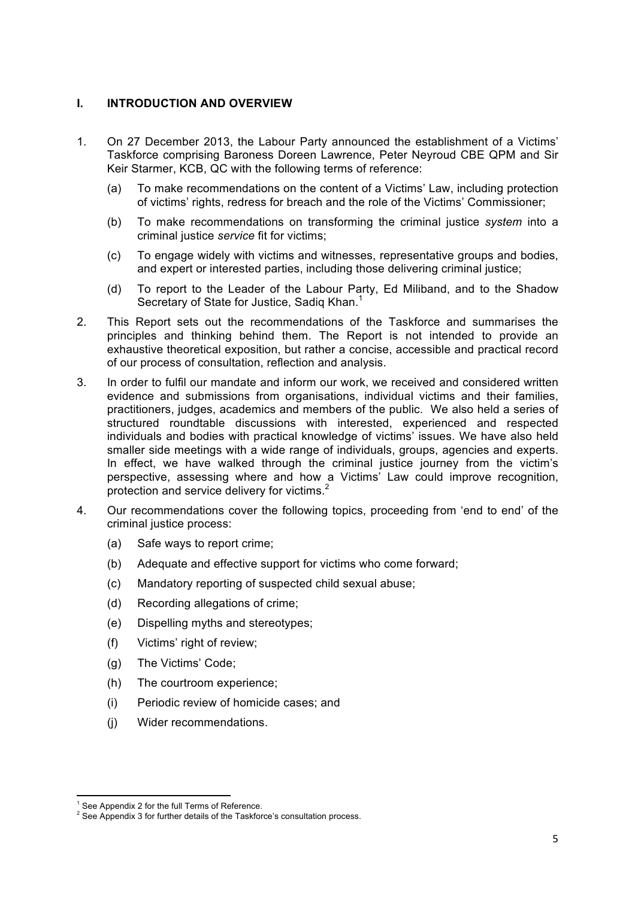## I. INTRODUCTION AND OVERVIEW

1. On 27 December 2013, the Labour Party announced the establishment of a Victims' Taskforce comprising Baroness Doreen Lawrence, Peter Neyroud CBE QPM and Sir Keir Starmer, KCB, QC with the following terms of reference:

   (a) To make recommendations on the content of a Victims' Law, including protection of victims' rights, redress for breach and the role of the Victims' Commissioner;

   (b) To make recommendations on transforming the criminal justice *system* into a criminal justice *service* fit for victims;

   (c) To engage widely with victims and witnesses, representative groups and bodies, and expert or interested parties, including those delivering criminal justice;

   (d) To report to the Leader of the Labour Party, Ed Miliband, and to the Shadow Secretary of State for Justice, Sadiq Khan.[1]

2. This Report sets out the recommendations of the Taskforce and summarises the principles and thinking behind them. The Report is not intended to provide an exhaustive theoretical exposition, but rather a concise, accessible and practical record of our process of consultation, reflection and analysis.

3. In order to fulfil our mandate and inform our work, we received and considered written evidence and submissions from organisations, individual victims and their families, practitioners, judges, academics and members of the public. We also held a series of structured roundtable discussions with interested, experienced and respected individuals and bodies with practical knowledge of victims' issues. We have also held smaller side meetings with a wide range of individuals, groups, agencies and experts. In effect, we have walked through the criminal justice journey from the victim's perspective, assessing where and how a Victims' Law could improve recognition, protection and service delivery for victims.[2]

4. Our recommendations cover the following topics, proceeding from 'end to end' of the criminal justice process:

   (a) Safe ways to report crime;

   (b) Adequate and effective support for victims who come forward;

   (c) Mandatory reporting of suspected child sexual abuse;

   (d) Recording allegations of crime;

   (e) Dispelling myths and stereotypes;

   (f) Victims' right of review;

   (g) The Victims' Code;

   (h) The courtroom experience;

   (i) Periodic review of homicide cases; and

   (j) Wider recommendations.

---

[1] See Appendix 2 for the full Terms of Reference.

[2] See Appendix 3 for further details of the Taskforce's consultation process.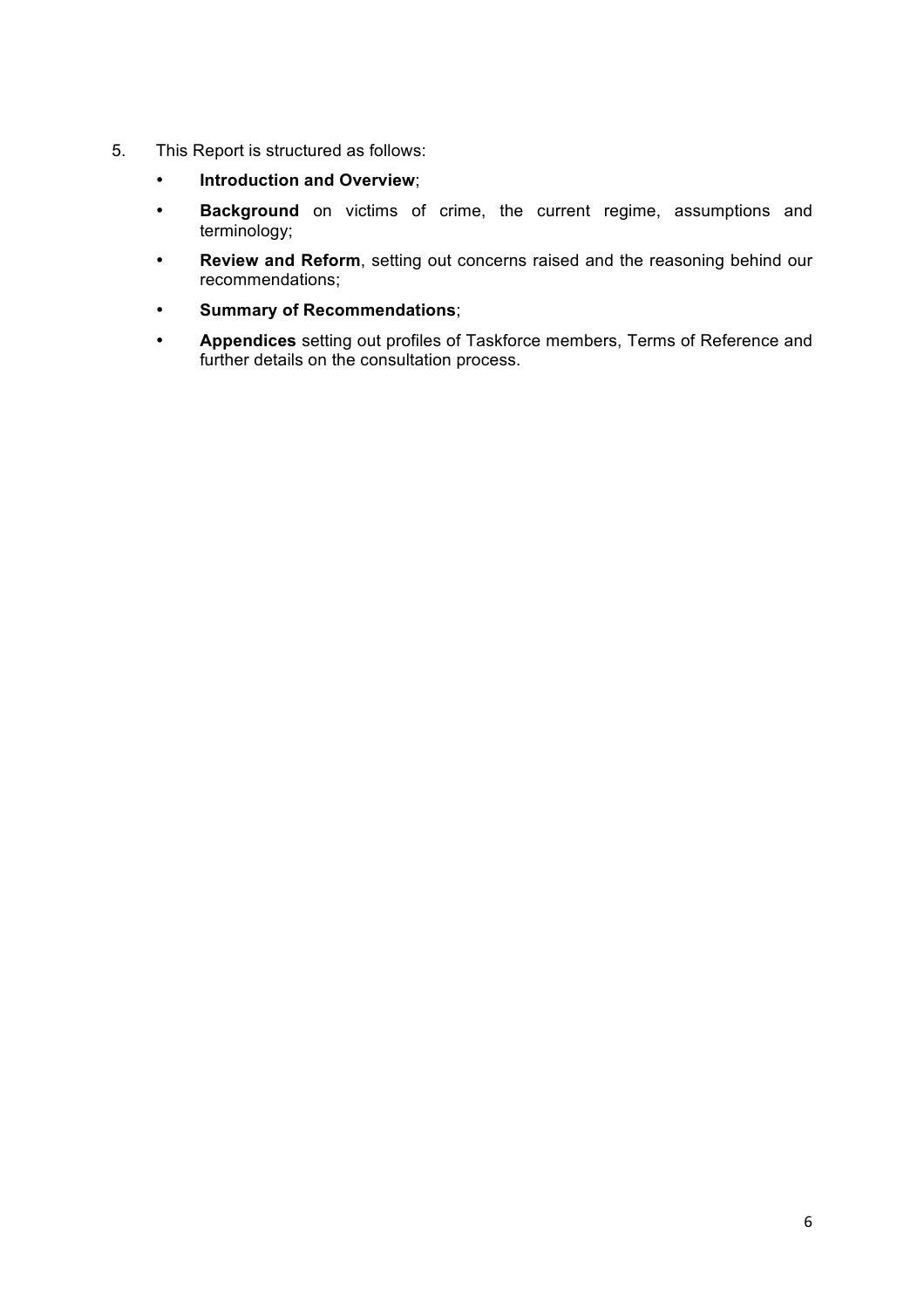5. This Report is structured as follows:

   - **Introduction and Overview**;
   - **Background** on victims of crime, the current regime, assumptions and terminology;
   - **Review and Reform**, setting out concerns raised and the reasoning behind our recommendations;
   - **Summary of Recommendations**;
   - **Appendices** setting out profiles of Taskforce members, Terms of Reference and further details on the consultation process.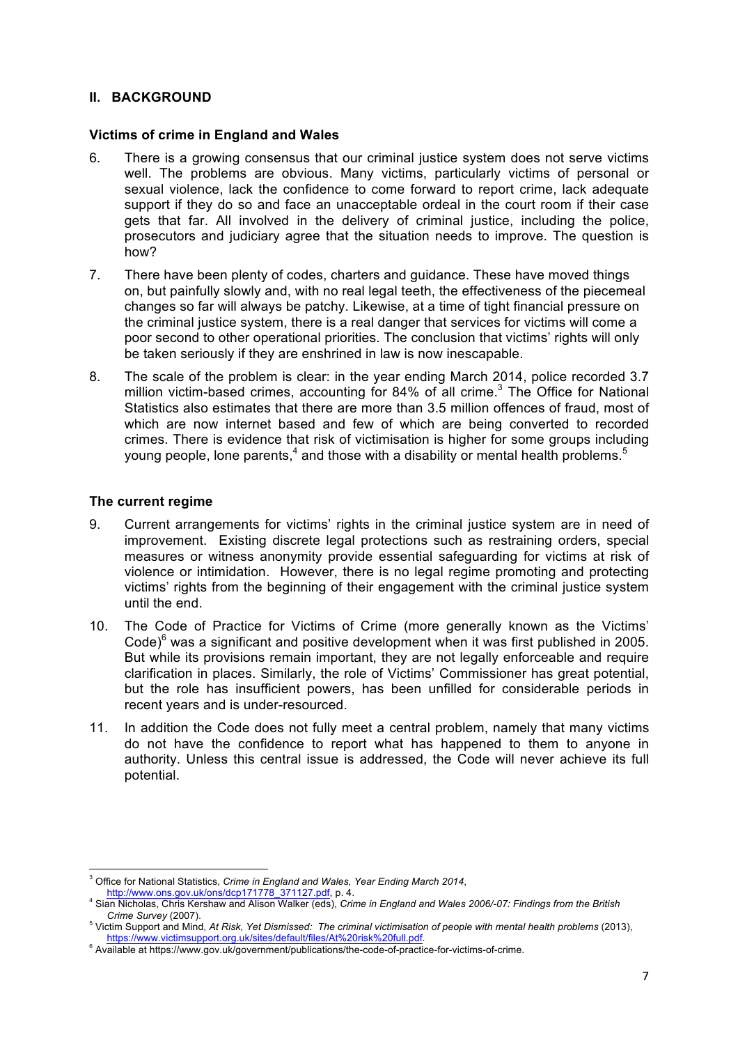## II. BACKGROUND

### Victims of crime in England and Wales

6. There is a growing consensus that our criminal justice system does not serve victims well. The problems are obvious. Many victims, particularly victims of personal or sexual violence, lack the confidence to come forward to report crime, lack adequate support if they do so and face an unacceptable ordeal in the court room if their case gets that far. All involved in the delivery of criminal justice, including the police, prosecutors and judiciary agree that the situation needs to improve. The question is how?

7. There have been plenty of codes, charters and guidance. These have moved things on, but painfully slowly and, with no real legal teeth, the effectiveness of the piecemeal changes so far will always be patchy. Likewise, at a time of tight financial pressure on the criminal justice system, there is a real danger that services for victims will come a poor second to other operational priorities. The conclusion that victims' rights will only be taken seriously if they are enshrined in law is now inescapable.

8. The scale of the problem is clear: in the year ending March 2014, police recorded 3.7 million victim-based crimes, accounting for 84% of all crime.[3] The Office for National Statistics also estimates that there are more than 3.5 million offences of fraud, most of which are now internet based and few of which are being converted to recorded crimes. There is evidence that risk of victimisation is higher for some groups including young people, lone parents,[4] and those with a disability or mental health problems.[5]

### The current regime

9. Current arrangements for victims' rights in the criminal justice system are in need of improvement. Existing discrete legal protections such as restraining orders, special measures or witness anonymity provide essential safeguarding for victims at risk of violence or intimidation. However, there is no legal regime promoting and protecting victims' rights from the beginning of their engagement with the criminal justice system until the end.

10. The Code of Practice for Victims of Crime (more generally known as the Victims' Code)[6] was a significant and positive development when it was first published in 2005. But while its provisions remain important, they are not legally enforceable and require clarification in places. Similarly, the role of Victims' Commissioner has great potential, but the role has insufficient powers, has been unfilled for considerable periods in recent years and is under-resourced.

11. In addition the Code does not fully meet a central problem, namely that many victims do not have the confidence to report what has happened to them to anyone in authority. Unless this central issue is addressed, the Code will never achieve its full potential.

---

[3] Office for National Statistics, *Crime in England and Wales, Year Ending March 2014*, http://www.ons.gov.uk/ons/dcp171778_371127.pdf, p. 4.

[4] Sian Nicholas, Chris Kershaw and Alison Walker (eds), *Crime in England and Wales 2006/-07: Findings from the British Crime Survey* (2007).

[5] Victim Support and Mind, *At Risk, Yet Dismissed: The criminal victimisation of people with mental health problems* (2013), https://www.victimsupport.org.uk/sites/default/files/At%20risk%20full.pdf.

[6] Available at https://www.gov.uk/government/publications/the-code-of-practice-for-victims-of-crime.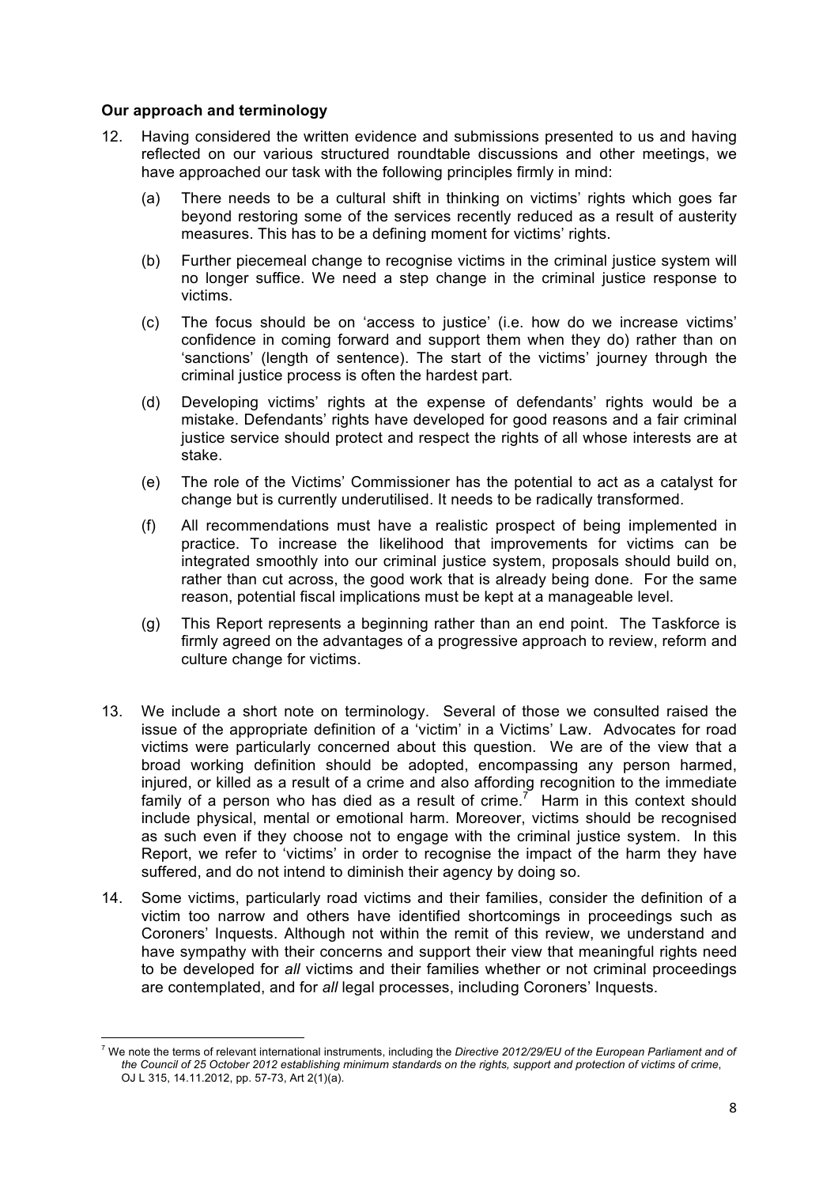**Our approach and terminology**

12. Having considered the written evidence and submissions presented to us and having reflected on our various structured roundtable discussions and other meetings, we have approached our task with the following principles firmly in mind:

    (a) There needs to be a cultural shift in thinking on victims' rights which goes far beyond restoring some of the services recently reduced as a result of austerity measures. This has to be a defining moment for victims' rights.

    (b) Further piecemeal change to recognise victims in the criminal justice system will no longer suffice. We need a step change in the criminal justice response to victims.

    (c) The focus should be on 'access to justice' (i.e. how do we increase victims' confidence in coming forward and support them when they do) rather than on 'sanctions' (length of sentence). The start of the victims' journey through the criminal justice process is often the hardest part.

    (d) Developing victims' rights at the expense of defendants' rights would be a mistake. Defendants' rights have developed for good reasons and a fair criminal justice service should protect and respect the rights of all whose interests are at stake.

    (e) The role of the Victims' Commissioner has the potential to act as a catalyst for change but is currently underutilised. It needs to be radically transformed.

    (f) All recommendations must have a realistic prospect of being implemented in practice. To increase the likelihood that improvements for victims can be integrated smoothly into our criminal justice system, proposals should build on, rather than cut across, the good work that is already being done. For the same reason, potential fiscal implications must be kept at a manageable level.

    (g) This Report represents a beginning rather than an end point. The Taskforce is firmly agreed on the advantages of a progressive approach to review, reform and culture change for victims.

13. We include a short note on terminology. Several of those we consulted raised the issue of the appropriate definition of a 'victim' in a Victims' Law. Advocates for road victims were particularly concerned about this question. We are of the view that a broad working definition should be adopted, encompassing any person harmed, injured, or killed as a result of a crime and also affording recognition to the immediate family of a person who has died as a result of crime.[7] Harm in this context should include physical, mental or emotional harm. Moreover, victims should be recognised as such even if they choose not to engage with the criminal justice system. In this Report, we refer to 'victims' in order to recognise the impact of the harm they have suffered, and do not intend to diminish their agency by doing so.

14. Some victims, particularly road victims and their families, consider the definition of a victim too narrow and others have identified shortcomings in proceedings such as Coroners' Inquests. Although not within the remit of this review, we understand and have sympathy with their concerns and support their view that meaningful rights need to be developed for *all* victims and their families whether or not criminal proceedings are contemplated, and for *all* legal processes, including Coroners' Inquests.

---

[7] We note the terms of relevant international instruments, including the *Directive 2012/29/EU of the European Parliament and of the Council of 25 October 2012 establishing minimum standards on the rights, support and protection of victims of crime*, OJ L 315, 14.11.2012, pp. 57-73, Art 2(1)(a).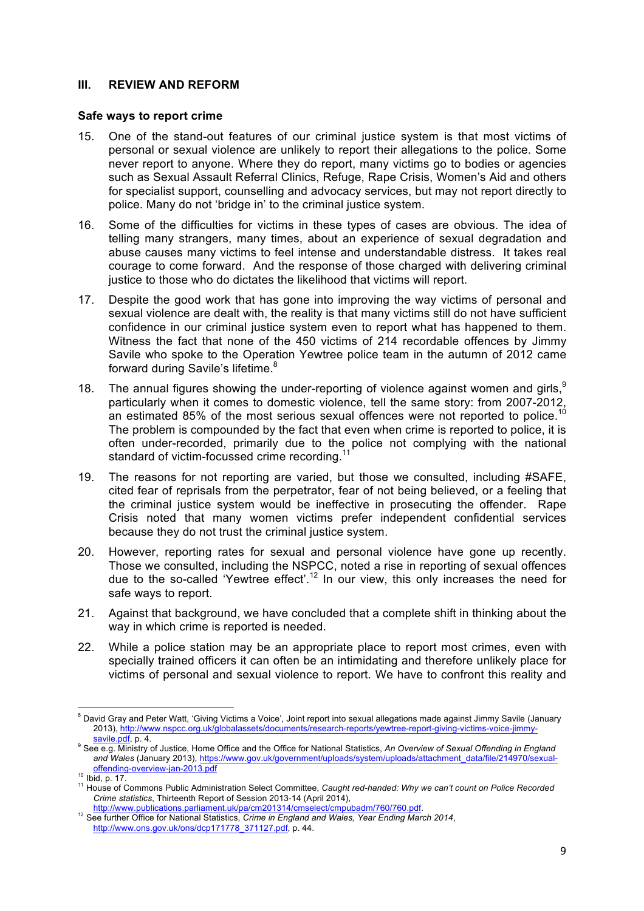## III. REVIEW AND REFORM

### Safe ways to report crime

15. One of the stand-out features of our criminal justice system is that most victims of personal or sexual violence are unlikely to report their allegations to the police. Some never report to anyone. Where they do report, many victims go to bodies or agencies such as Sexual Assault Referral Clinics, Refuge, Rape Crisis, Women's Aid and others for specialist support, counselling and advocacy services, but may not report directly to police. Many do not 'bridge in' to the criminal justice system.

16. Some of the difficulties for victims in these types of cases are obvious. The idea of telling many strangers, many times, about an experience of sexual degradation and abuse causes many victims to feel intense and understandable distress. It takes real courage to come forward. And the response of those charged with delivering criminal justice to those who do dictates the likelihood that victims will report.

17. Despite the good work that has gone into improving the way victims of personal and sexual violence are dealt with, the reality is that many victims still do not have sufficient confidence in our criminal justice system even to report what has happened to them. Witness the fact that none of the 450 victims of 214 recordable offences by Jimmy Savile who spoke to the Operation Yewtree police team in the autumn of 2012 came forward during Savile's lifetime.[8]

18. The annual figures showing the under-reporting of violence against women and girls,[9] particularly when it comes to domestic violence, tell the same story: from 2007-2012, an estimated 85% of the most serious sexual offences were not reported to police.[10] The problem is compounded by the fact that even when crime is reported to police, it is often under-recorded, primarily due to the police not complying with the national standard of victim-focussed crime recording.[11]

19. The reasons for not reporting are varied, but those we consulted, including #SAFE, cited fear of reprisals from the perpetrator, fear of not being believed, or a feeling that the criminal justice system would be ineffective in prosecuting the offender. Rape Crisis noted that many women victims prefer independent confidential services because they do not trust the criminal justice system.

20. However, reporting rates for sexual and personal violence have gone up recently. Those we consulted, including the NSPCC, noted a rise in reporting of sexual offences due to the so-called 'Yewtree effect'.[12] In our view, this only increases the need for safe ways to report.

21. Against that background, we have concluded that a complete shift in thinking about the way in which crime is reported is needed.

22. While a police station may be an appropriate place to report most crimes, even with specially trained officers it can often be an intimidating and therefore unlikely place for victims of personal and sexual violence to report. We have to confront this reality and

---

[8] David Gray and Peter Watt, 'Giving Victims a Voice', Joint report into sexual allegations made against Jimmy Savile (January 2013), http://www.nspcc.org.uk/globalassets/documents/research-reports/yewtree-report-giving-victims-voice-jimmy-savile.pdf, p. 4.

[9] See e.g. Ministry of Justice, Home Office and the Office for National Statistics, *An Overview of Sexual Offending in England and Wales* (January 2013), https://www.gov.uk/government/uploads/system/uploads/attachment_data/file/214970/sexual-offending-overview-jan-2013.pdf

[10] Ibid, p. 17.

[11] House of Commons Public Administration Select Committee, *Caught red-handed: Why we can't count on Police Recorded Crime statistics*, Thirteenth Report of Session 2013-14 (April 2014), http://www.publications.parliament.uk/pa/cm201314/cmselect/cmpubadm/760/760.pdf.

[12] See further Office for National Statistics, *Crime in England and Wales, Year Ending March 2014*, http://www.ons.gov.uk/ons/dcp171778_371127.pdf, p. 44.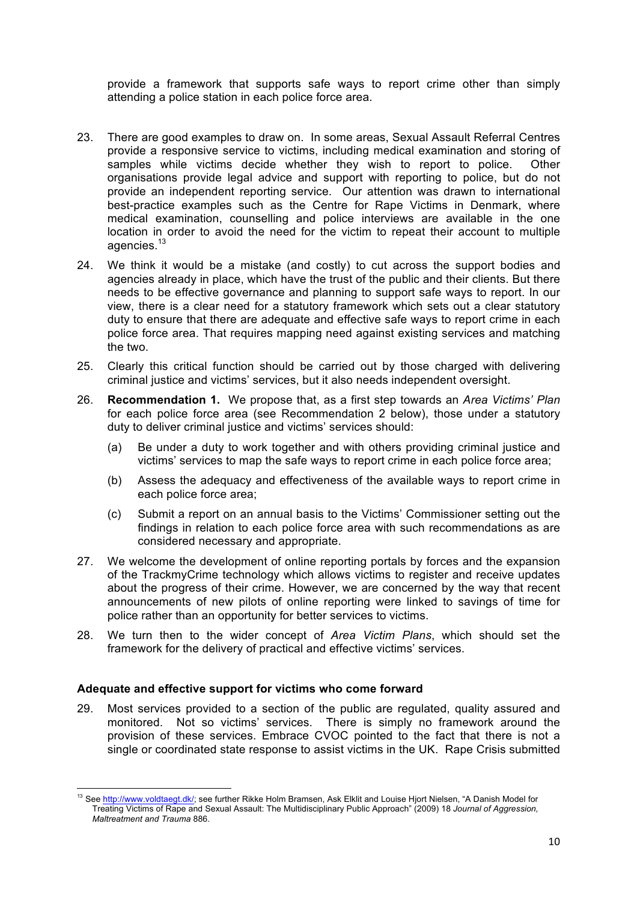provide a framework that supports safe ways to report crime other than simply attending a police station in each police force area.

23. There are good examples to draw on. In some areas, Sexual Assault Referral Centres provide a responsive service to victims, including medical examination and storing of samples while victims decide whether they wish to report to police. Other organisations provide legal advice and support with reporting to police, but do not provide an independent reporting service. Our attention was drawn to international best-practice examples such as the Centre for Rape Victims in Denmark, where medical examination, counselling and police interviews are available in the one location in order to avoid the need for the victim to repeat their account to multiple agencies.[13]

24. We think it would be a mistake (and costly) to cut across the support bodies and agencies already in place, which have the trust of the public and their clients. But there needs to be effective governance and planning to support safe ways to report. In our view, there is a clear need for a statutory framework which sets out a clear statutory duty to ensure that there are adequate and effective safe ways to report crime in each police force area. That requires mapping need against existing services and matching the two.

25. Clearly this critical function should be carried out by those charged with delivering criminal justice and victims' services, but it also needs independent oversight.

26. **Recommendation 1.** We propose that, as a first step towards an *Area Victims' Plan* for each police force area (see Recommendation 2 below), those under a statutory duty to deliver criminal justice and victims' services should:

    (a) Be under a duty to work together and with others providing criminal justice and victims' services to map the safe ways to report crime in each police force area;

    (b) Assess the adequacy and effectiveness of the available ways to report crime in each police force area;

    (c) Submit a report on an annual basis to the Victims' Commissioner setting out the findings in relation to each police force area with such recommendations as are considered necessary and appropriate.

27. We welcome the development of online reporting portals by forces and the expansion of the TrackmyCrime technology which allows victims to register and receive updates about the progress of their crime. However, we are concerned by the way that recent announcements of new pilots of online reporting were linked to savings of time for police rather than an opportunity for better services to victims.

28. We turn then to the wider concept of *Area Victim Plans*, which should set the framework for the delivery of practical and effective victims' services.

### Adequate and effective support for victims who come forward

29. Most services provided to a section of the public are regulated, quality assured and monitored. Not so victims' services. There is simply no framework around the provision of these services. Embrace CVOC pointed to the fact that there is not a single or coordinated state response to assist victims in the UK. Rape Crisis submitted

---

[13] See http://www.voldtaegt.dk/; see further Rikke Holm Bramsen, Ask Elklit and Louise Hjort Nielsen, "A Danish Model for Treating Victims of Rape and Sexual Assault: The Multidisciplinary Public Approach" (2009) 18 *Journal of Aggression, Maltreatment and Trauma* 886.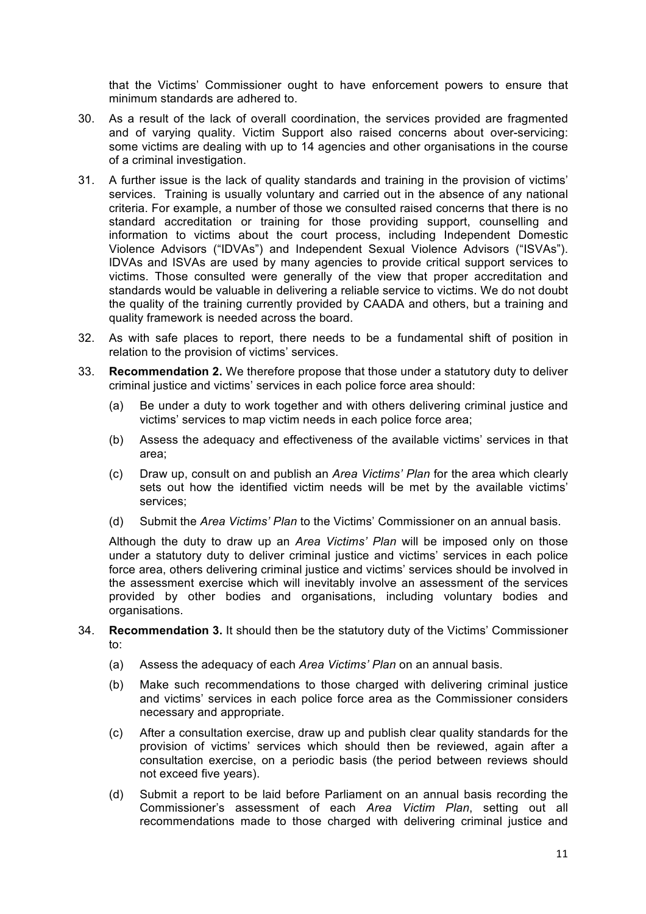that the Victims' Commissioner ought to have enforcement powers to ensure that minimum standards are adhered to.

30. As a result of the lack of overall coordination, the services provided are fragmented and of varying quality. Victim Support also raised concerns about over-servicing: some victims are dealing with up to 14 agencies and other organisations in the course of a criminal investigation.

31. A further issue is the lack of quality standards and training in the provision of victims' services. Training is usually voluntary and carried out in the absence of any national criteria. For example, a number of those we consulted raised concerns that there is no standard accreditation or training for those providing support, counselling and information to victims about the court process, including Independent Domestic Violence Advisors ("IDVAs") and Independent Sexual Violence Advisors ("ISVAs"). IDVAs and ISVAs are used by many agencies to provide critical support services to victims. Those consulted were generally of the view that proper accreditation and standards would be valuable in delivering a reliable service to victims. We do not doubt the quality of the training currently provided by CAADA and others, but a training and quality framework is needed across the board.

32. As with safe places to report, there needs to be a fundamental shift of position in relation to the provision of victims' services.

33. **Recommendation 2.** We therefore propose that those under a statutory duty to deliver criminal justice and victims' services in each police force area should:

    (a) Be under a duty to work together and with others delivering criminal justice and victims' services to map victim needs in each police force area;

    (b) Assess the adequacy and effectiveness of the available victims' services in that area;

    (c) Draw up, consult on and publish an *Area Victims' Plan* for the area which clearly sets out how the identified victim needs will be met by the available victims' services;

    (d) Submit the *Area Victims' Plan* to the Victims' Commissioner on an annual basis.

    Although the duty to draw up an *Area Victims' Plan* will be imposed only on those under a statutory duty to deliver criminal justice and victims' services in each police force area, others delivering criminal justice and victims' services should be involved in the assessment exercise which will inevitably involve an assessment of the services provided by other bodies and organisations, including voluntary bodies and organisations.

34. **Recommendation 3.** It should then be the statutory duty of the Victims' Commissioner to:

    (a) Assess the adequacy of each *Area Victims' Plan* on an annual basis.

    (b) Make such recommendations to those charged with delivering criminal justice and victims' services in each police force area as the Commissioner considers necessary and appropriate.

    (c) After a consultation exercise, draw up and publish clear quality standards for the provision of victims' services which should then be reviewed, again after a consultation exercise, on a periodic basis (the period between reviews should not exceed five years).

    (d) Submit a report to be laid before Parliament on an annual basis recording the Commissioner's assessment of each *Area Victim Plan*, setting out all recommendations made to those charged with delivering criminal justice and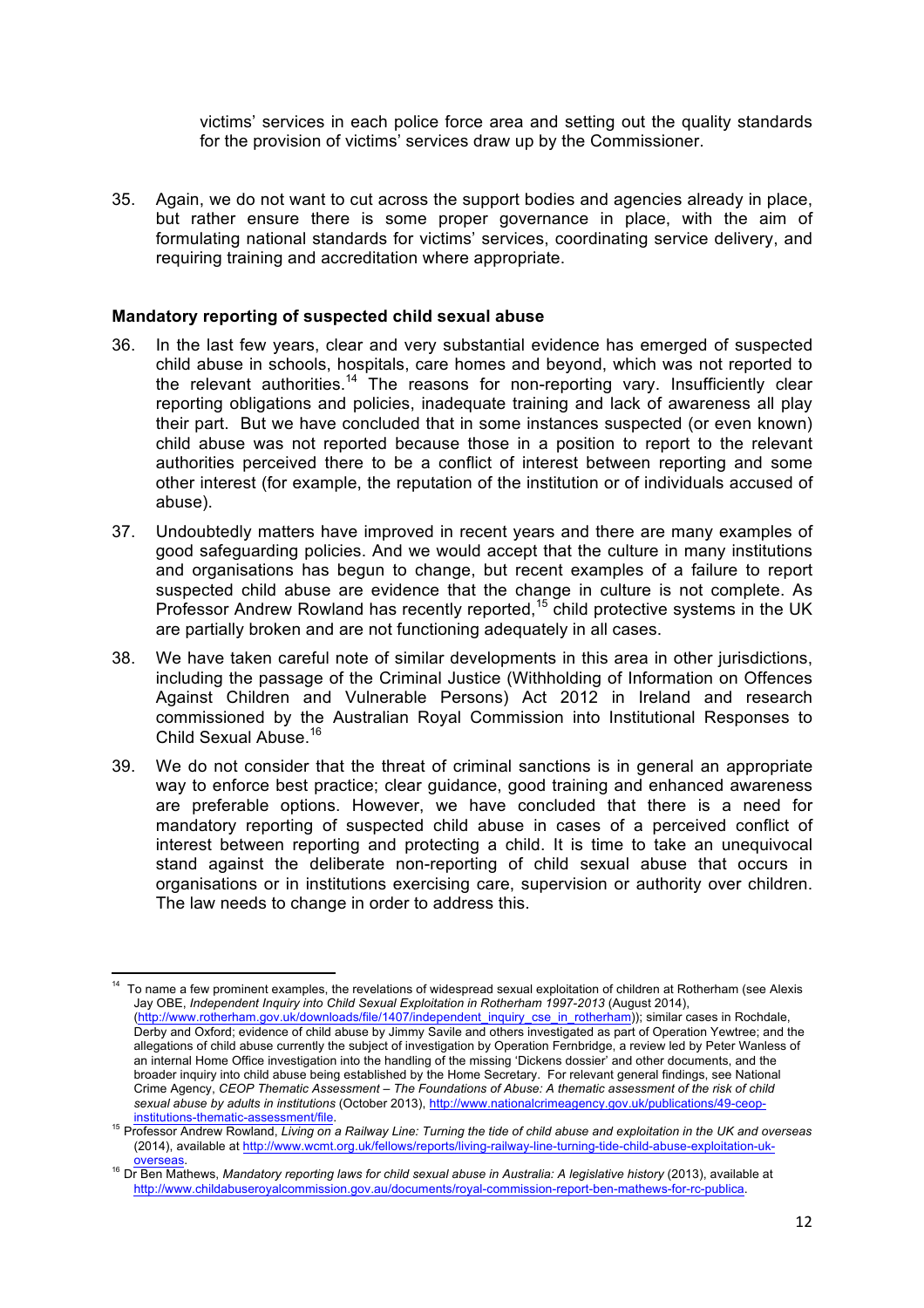victims' services in each police force area and setting out the quality standards for the provision of victims' services draw up by the Commissioner.

35. Again, we do not want to cut across the support bodies and agencies already in place, but rather ensure there is some proper governance in place, with the aim of formulating national standards for victims' services, coordinating service delivery, and requiring training and accreditation where appropriate.

**Mandatory reporting of suspected child sexual abuse**

36. In the last few years, clear and very substantial evidence has emerged of suspected child abuse in schools, hospitals, care homes and beyond, which was not reported to the relevant authorities.[14] The reasons for non-reporting vary. Insufficiently clear reporting obligations and policies, inadequate training and lack of awareness all play their part. But we have concluded that in some instances suspected (or even known) child abuse was not reported because those in a position to report to the relevant authorities perceived there to be a conflict of interest between reporting and some other interest (for example, the reputation of the institution or of individuals accused of abuse).

37. Undoubtedly matters have improved in recent years and there are many examples of good safeguarding policies. And we would accept that the culture in many institutions and organisations has begun to change, but recent examples of a failure to report suspected child abuse are evidence that the change in culture is not complete. As Professor Andrew Rowland has recently reported,[15] child protective systems in the UK are partially broken and are not functioning adequately in all cases.

38. We have taken careful note of similar developments in this area in other jurisdictions, including the passage of the Criminal Justice (Withholding of Information on Offences Against Children and Vulnerable Persons) Act 2012 in Ireland and research commissioned by the Australian Royal Commission into Institutional Responses to Child Sexual Abuse.[16]

39. We do not consider that the threat of criminal sanctions is in general an appropriate way to enforce best practice; clear guidance, good training and enhanced awareness are preferable options. However, we have concluded that there is a need for mandatory reporting of suspected child abuse in cases of a perceived conflict of interest between reporting and protecting a child. It is time to take an unequivocal stand against the deliberate non-reporting of child sexual abuse that occurs in organisations or in institutions exercising care, supervision or authority over children. The law needs to change in order to address this.

---

[14] To name a few prominent examples, the revelations of widespread sexual exploitation of children at Rotherham (see Alexis Jay OBE, *Independent Inquiry into Child Sexual Exploitation in Rotherham 1997-2013* (August 2014), (http://www.rotherham.gov.uk/downloads/file/1407/independent_inquiry_cse_in_rotherham)); similar cases in Rochdale, Derby and Oxford; evidence of child abuse by Jimmy Savile and others investigated as part of Operation Yewtree; and the allegations of child abuse currently the subject of investigation by Operation Fernbridge, a review led by Peter Wanless of an internal Home Office investigation into the handling of the missing 'Dickens dossier' and other documents, and the broader inquiry into child abuse being established by the Home Secretary. For relevant general findings, see National Crime Agency, *CEOP Thematic Assessment – The Foundations of Abuse: A thematic assessment of the risk of child sexual abuse by adults in institutions* (October 2013), http://www.nationalcrimeagency.gov.uk/publications/49-ceop-institutions-thematic-assessment/file.

[15] Professor Andrew Rowland, *Living on a Railway Line: Turning the tide of child abuse and exploitation in the UK and overseas* (2014), available at http://www.wcmt.org.uk/fellows/reports/living-railway-line-turning-tide-child-abuse-exploitation-uk-overseas.

[16] Dr Ben Mathews, *Mandatory reporting laws for child sexual abuse in Australia: A legislative history* (2013), available at http://www.childabuseroyalcommission.gov.au/documents/royal-commission-report-ben-mathews-for-rc-publica.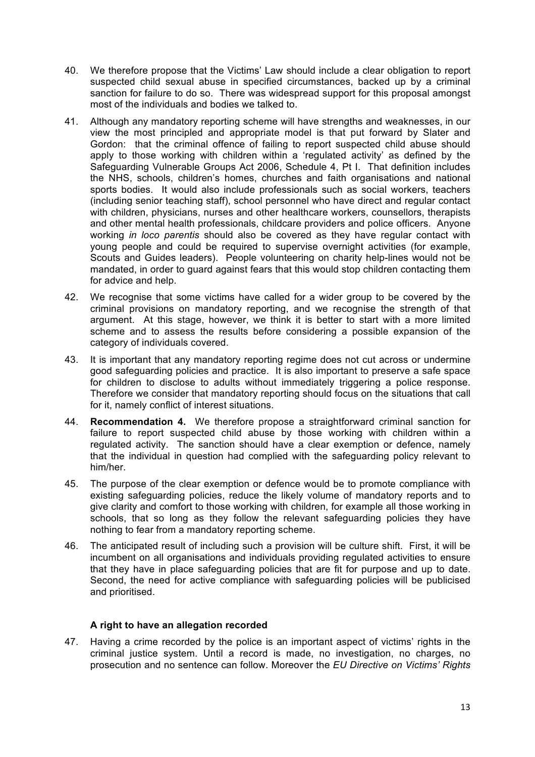40. We therefore propose that the Victims' Law should include a clear obligation to report suspected child sexual abuse in specified circumstances, backed up by a criminal sanction for failure to do so. There was widespread support for this proposal amongst most of the individuals and bodies we talked to.

41. Although any mandatory reporting scheme will have strengths and weaknesses, in our view the most principled and appropriate model is that put forward by Slater and Gordon: that the criminal offence of failing to report suspected child abuse should apply to those working with children within a 'regulated activity' as defined by the Safeguarding Vulnerable Groups Act 2006, Schedule 4, Pt I. That definition includes the NHS, schools, children's homes, churches and faith organisations and national sports bodies. It would also include professionals such as social workers, teachers (including senior teaching staff), school personnel who have direct and regular contact with children, physicians, nurses and other healthcare workers, counsellors, therapists and other mental health professionals, childcare providers and police officers. Anyone working *in loco parentis* should also be covered as they have regular contact with young people and could be required to supervise overnight activities (for example, Scouts and Guides leaders). People volunteering on charity help-lines would not be mandated, in order to guard against fears that this would stop children contacting them for advice and help.

42. We recognise that some victims have called for a wider group to be covered by the criminal provisions on mandatory reporting, and we recognise the strength of that argument. At this stage, however, we think it is better to start with a more limited scheme and to assess the results before considering a possible expansion of the category of individuals covered.

43. It is important that any mandatory reporting regime does not cut across or undermine good safeguarding policies and practice. It is also important to preserve a safe space for children to disclose to adults without immediately triggering a police response. Therefore we consider that mandatory reporting should focus on the situations that call for it, namely conflict of interest situations.

44. **Recommendation 4.** We therefore propose a straightforward criminal sanction for failure to report suspected child abuse by those working with children within a regulated activity. The sanction should have a clear exemption or defence, namely that the individual in question had complied with the safeguarding policy relevant to him/her.

45. The purpose of the clear exemption or defence would be to promote compliance with existing safeguarding policies, reduce the likely volume of mandatory reports and to give clarity and comfort to those working with children, for example all those working in schools, that so long as they follow the relevant safeguarding policies they have nothing to fear from a mandatory reporting scheme.

46. The anticipated result of including such a provision will be culture shift. First, it will be incumbent on all organisations and individuals providing regulated activities to ensure that they have in place safeguarding policies that are fit for purpose and up to date. Second, the need for active compliance with safeguarding policies will be publicised and prioritised.

### A right to have an allegation recorded

47. Having a crime recorded by the police is an important aspect of victims' rights in the criminal justice system. Until a record is made, no investigation, no charges, no prosecution and no sentence can follow. Moreover the *EU Directive on Victims' Rights*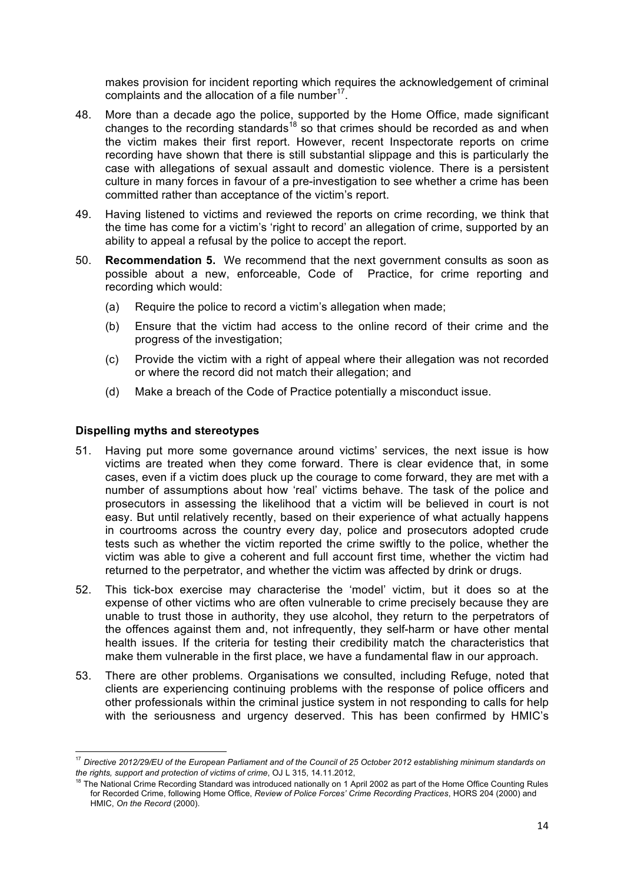makes provision for incident reporting which requires the acknowledgement of criminal complaints and the allocation of a file number[17].

48. More than a decade ago the police, supported by the Home Office, made significant changes to the recording standards[18] so that crimes should be recorded as and when the victim makes their first report. However, recent Inspectorate reports on crime recording have shown that there is still substantial slippage and this is particularly the case with allegations of sexual assault and domestic violence. There is a persistent culture in many forces in favour of a pre-investigation to see whether a crime has been committed rather than acceptance of the victim's report.

49. Having listened to victims and reviewed the reports on crime recording, we think that the time has come for a victim's 'right to record' an allegation of crime, supported by an ability to appeal a refusal by the police to accept the report.

50. **Recommendation 5.** We recommend that the next government consults as soon as possible about a new, enforceable, Code of Practice, for crime reporting and recording which would:

    (a) Require the police to record a victim's allegation when made;

    (b) Ensure that the victim had access to the online record of their crime and the progress of the investigation;

    (c) Provide the victim with a right of appeal where their allegation was not recorded or where the record did not match their allegation; and

    (d) Make a breach of the Code of Practice potentially a misconduct issue.

### Dispelling myths and stereotypes

51. Having put more some governance around victims' services, the next issue is how victims are treated when they come forward. There is clear evidence that, in some cases, even if a victim does pluck up the courage to come forward, they are met with a number of assumptions about how 'real' victims behave. The task of the police and prosecutors in assessing the likelihood that a victim will be believed in court is not easy. But until relatively recently, based on their experience of what actually happens in courtrooms across the country every day, police and prosecutors adopted crude tests such as whether the victim reported the crime swiftly to the police, whether the victim was able to give a coherent and full account first time, whether the victim had returned to the perpetrator, and whether the victim was affected by drink or drugs.

52. This tick-box exercise may characterise the 'model' victim, but it does so at the expense of other victims who are often vulnerable to crime precisely because they are unable to trust those in authority, they use alcohol, they return to the perpetrators of the offences against them and, not infrequently, they self-harm or have other mental health issues. If the criteria for testing their credibility match the characteristics that make them vulnerable in the first place, we have a fundamental flaw in our approach.

53. There are other problems. Organisations we consulted, including Refuge, noted that clients are experiencing continuing problems with the response of police officers and other professionals within the criminal justice system in not responding to calls for help with the seriousness and urgency deserved. This has been confirmed by HMIC's

---

[17] *Directive 2012/29/EU of the European Parliament and of the Council of 25 October 2012 establishing minimum standards on the rights, support and protection of victims of crime*, OJ L 315, 14.11.2012,

[18] The National Crime Recording Standard was introduced nationally on 1 April 2002 as part of the Home Office Counting Rules for Recorded Crime, following Home Office, *Review of Police Forces' Crime Recording Practices*, HORS 204 (2000) and HMIC, *On the Record* (2000).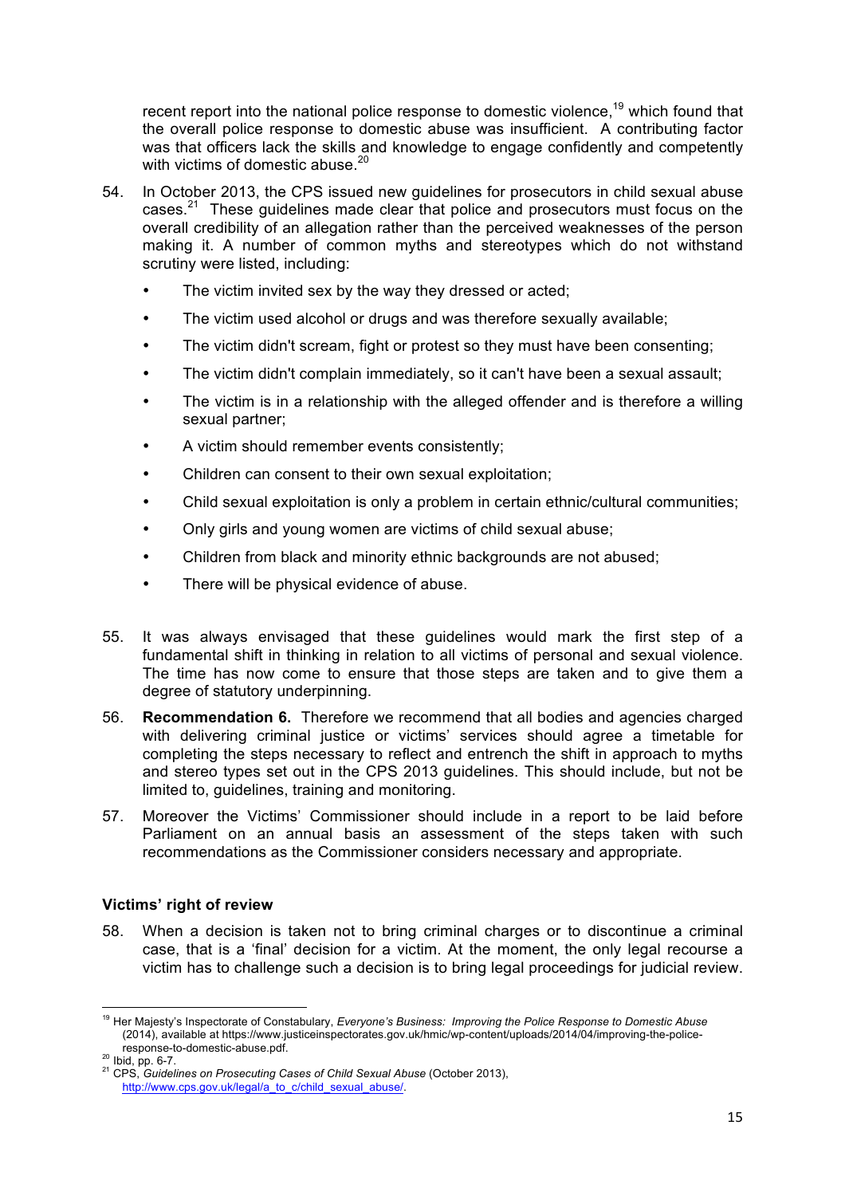recent report into the national police response to domestic violence,[19] which found that the overall police response to domestic abuse was insufficient. A contributing factor was that officers lack the skills and knowledge to engage confidently and competently with victims of domestic abuse.[20]

54. In October 2013, the CPS issued new guidelines for prosecutors in child sexual abuse cases.[21] These guidelines made clear that police and prosecutors must focus on the overall credibility of an allegation rather than the perceived weaknesses of the person making it. A number of common myths and stereotypes which do not withstand scrutiny were listed, including:

   - The victim invited sex by the way they dressed or acted;
   - The victim used alcohol or drugs and was therefore sexually available;
   - The victim didn't scream, fight or protest so they must have been consenting;
   - The victim didn't complain immediately, so it can't have been a sexual assault;
   - The victim is in a relationship with the alleged offender and is therefore a willing sexual partner;
   - A victim should remember events consistently;
   - Children can consent to their own sexual exploitation;
   - Child sexual exploitation is only a problem in certain ethnic/cultural communities;
   - Only girls and young women are victims of child sexual abuse;
   - Children from black and minority ethnic backgrounds are not abused;
   - There will be physical evidence of abuse.

55. It was always envisaged that these guidelines would mark the first step of a fundamental shift in thinking in relation to all victims of personal and sexual violence. The time has now come to ensure that those steps are taken and to give them a degree of statutory underpinning.

56. **Recommendation 6.** Therefore we recommend that all bodies and agencies charged with delivering criminal justice or victims' services should agree a timetable for completing the steps necessary to reflect and entrench the shift in approach to myths and stereo types set out in the CPS 2013 guidelines. This should include, but not be limited to, guidelines, training and monitoring.

57. Moreover the Victims' Commissioner should include in a report to be laid before Parliament on an annual basis an assessment of the steps taken with such recommendations as the Commissioner considers necessary and appropriate.

### Victims' right of review

58. When a decision is taken not to bring criminal charges or to discontinue a criminal case, that is a 'final' decision for a victim. At the moment, the only legal recourse a victim has to challenge such a decision is to bring legal proceedings for judicial review.

---

[19] Her Majesty's Inspectorate of Constabulary, *Everyone's Business: Improving the Police Response to Domestic Abuse* (2014), available at https://www.justiceinspectorates.gov.uk/hmic/wp-content/uploads/2014/04/improving-the-police-response-to-domestic-abuse.pdf.

[20] Ibid, pp. 6-7.

[21] CPS, *Guidelines on Prosecuting Cases of Child Sexual Abuse* (October 2013), http://www.cps.gov.uk/legal/a_to_c/child_sexual_abuse/.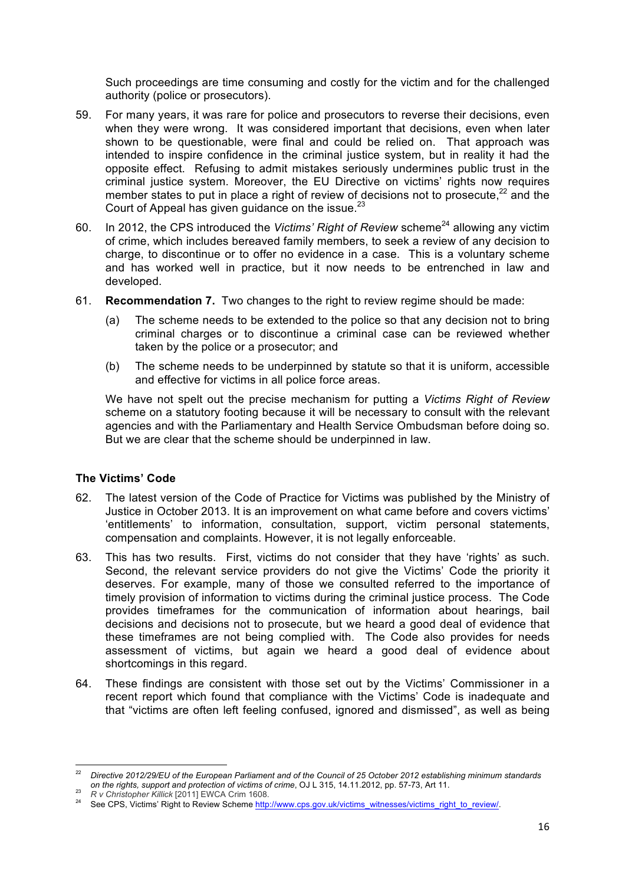Such proceedings are time consuming and costly for the victim and for the challenged authority (police or prosecutors).

59. For many years, it was rare for police and prosecutors to reverse their decisions, even when they were wrong. It was considered important that decisions, even when later shown to be questionable, were final and could be relied on. That approach was intended to inspire confidence in the criminal justice system, but in reality it had the opposite effect. Refusing to admit mistakes seriously undermines public trust in the criminal justice system. Moreover, the EU Directive on victims' rights now requires member states to put in place a right of review of decisions not to prosecute,[22] and the Court of Appeal has given guidance on the issue.[23]

60. In 2012, the CPS introduced the *Victims' Right of Review* scheme[24] allowing any victim of crime, which includes bereaved family members, to seek a review of any decision to charge, to discontinue or to offer no evidence in a case. This is a voluntary scheme and has worked well in practice, but it now needs to be entrenched in law and developed.

61. **Recommendation 7.** Two changes to the right to review regime should be made:

    (a) The scheme needs to be extended to the police so that any decision not to bring criminal charges or to discontinue a criminal case can be reviewed whether taken by the police or a prosecutor; and

    (b) The scheme needs to be underpinned by statute so that it is uniform, accessible and effective for victims in all police force areas.

    We have not spelt out the precise mechanism for putting a *Victims Right of Review* scheme on a statutory footing because it will be necessary to consult with the relevant agencies and with the Parliamentary and Health Service Ombudsman before doing so. But we are clear that the scheme should be underpinned in law.

### The Victims' Code

62. The latest version of the Code of Practice for Victims was published by the Ministry of Justice in October 2013. It is an improvement on what came before and covers victims' 'entitlements' to information, consultation, support, victim personal statements, compensation and complaints. However, it is not legally enforceable.

63. This has two results. First, victims do not consider that they have 'rights' as such. Second, the relevant service providers do not give the Victims' Code the priority it deserves. For example, many of those we consulted referred to the importance of timely provision of information to victims during the criminal justice process. The Code provides timeframes for the communication of information about hearings, bail decisions and decisions not to prosecute, but we heard a good deal of evidence that these timeframes are not being complied with. The Code also provides for needs assessment of victims, but again we heard a good deal of evidence about shortcomings in this regard.

64. These findings are consistent with those set out by the Victims' Commissioner in a recent report which found that compliance with the Victims' Code is inadequate and that "victims are often left feeling confused, ignored and dismissed", as well as being

---

[22] *Directive 2012/29/EU of the European Parliament and of the Council of 25 October 2012 establishing minimum standards on the rights, support and protection of victims of crime*, OJ L 315, 14.11.2012, pp. 57-73, Art 11.

[23] *R v Christopher Killick* [2011] EWCA Crim 1608.

[24] See CPS, Victims' Right to Review Scheme http://www.cps.gov.uk/victims_witnesses/victims_right_to_review/.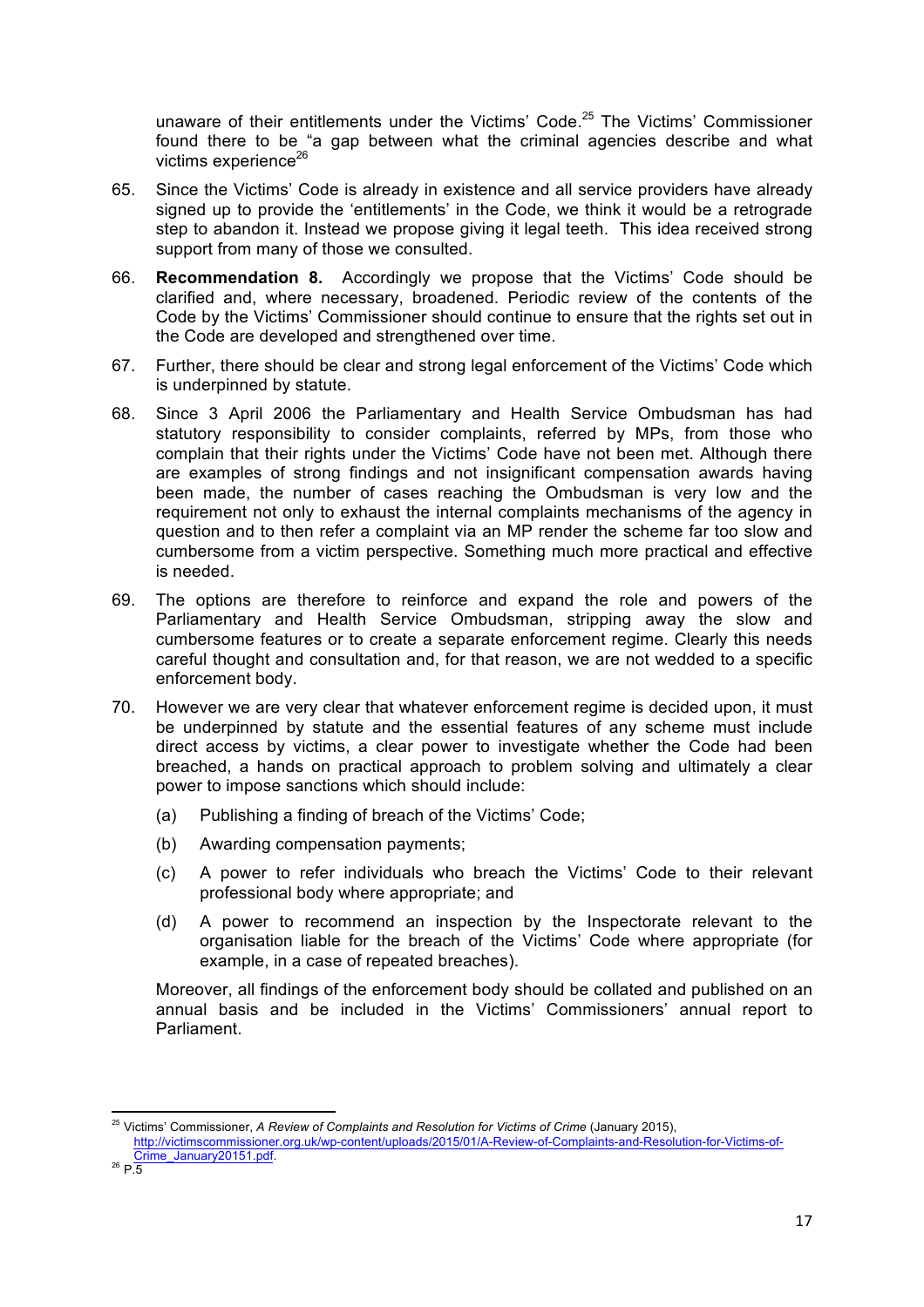unaware of their entitlements under the Victims' Code.[25] The Victims' Commissioner found there to be "a gap between what the criminal agencies describe and what victims experience[26]

65. Since the Victims' Code is already in existence and all service providers have already signed up to provide the 'entitlements' in the Code, we think it would be a retrograde step to abandon it. Instead we propose giving it legal teeth. This idea received strong support from many of those we consulted.

66. **Recommendation 8.** Accordingly we propose that the Victims' Code should be clarified and, where necessary, broadened. Periodic review of the contents of the Code by the Victims' Commissioner should continue to ensure that the rights set out in the Code are developed and strengthened over time.

67. Further, there should be clear and strong legal enforcement of the Victims' Code which is underpinned by statute.

68. Since 3 April 2006 the Parliamentary and Health Service Ombudsman has had statutory responsibility to consider complaints, referred by MPs, from those who complain that their rights under the Victims' Code have not been met. Although there are examples of strong findings and not insignificant compensation awards having been made, the number of cases reaching the Ombudsman is very low and the requirement not only to exhaust the internal complaints mechanisms of the agency in question and to then refer a complaint via an MP render the scheme far too slow and cumbersome from a victim perspective. Something much more practical and effective is needed.

69. The options are therefore to reinforce and expand the role and powers of the Parliamentary and Health Service Ombudsman, stripping away the slow and cumbersome features or to create a separate enforcement regime. Clearly this needs careful thought and consultation and, for that reason, we are not wedded to a specific enforcement body.

70. However we are very clear that whatever enforcement regime is decided upon, it must be underpinned by statute and the essential features of any scheme must include direct access by victims, a clear power to investigate whether the Code had been breached, a hands on practical approach to problem solving and ultimately a clear power to impose sanctions which should include:

    (a) Publishing a finding of breach of the Victims' Code;

    (b) Awarding compensation payments;

    (c) A power to refer individuals who breach the Victims' Code to their relevant professional body where appropriate; and

    (d) A power to recommend an inspection by the Inspectorate relevant to the organisation liable for the breach of the Victims' Code where appropriate (for example, in a case of repeated breaches).

    Moreover, all findings of the enforcement body should be collated and published on an annual basis and be included in the Victims' Commissioners' annual report to Parliament.

---

[25] Victims' Commissioner, *A Review of Complaints and Resolution for Victims of Crime* (January 2015), http://victimscommissioner.org.uk/wp-content/uploads/2015/01/A-Review-of-Complaints-and-Resolution-for-Victims-of-Crime_January20151.pdf.

[26] P.5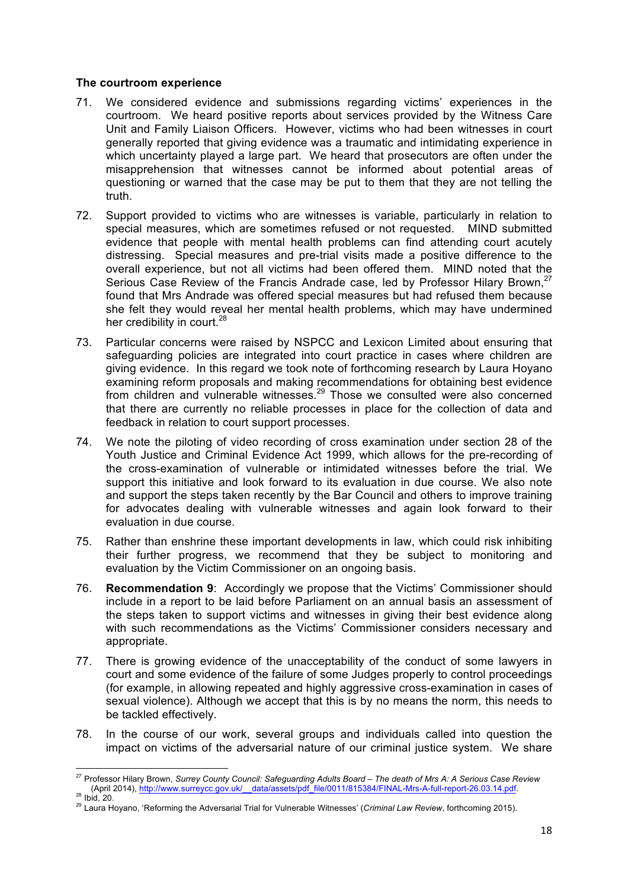**The courtroom experience**

71. We considered evidence and submissions regarding victims' experiences in the courtroom. We heard positive reports about services provided by the Witness Care Unit and Family Liaison Officers. However, victims who had been witnesses in court generally reported that giving evidence was a traumatic and intimidating experience in which uncertainty played a large part. We heard that prosecutors are often under the misapprehension that witnesses cannot be informed about potential areas of questioning or warned that the case may be put to them that they are not telling the truth.

72. Support provided to victims who are witnesses is variable, particularly in relation to special measures, which are sometimes refused or not requested. MIND submitted evidence that people with mental health problems can find attending court acutely distressing. Special measures and pre-trial visits made a positive difference to the overall experience, but not all victims had been offered them. MIND noted that the Serious Case Review of the Francis Andrade case, led by Professor Hilary Brown,[27] found that Mrs Andrade was offered special measures but had refused them because she felt they would reveal her mental health problems, which may have undermined her credibility in court.[28]

73. Particular concerns were raised by NSPCC and Lexicon Limited about ensuring that safeguarding policies are integrated into court practice in cases where children are giving evidence. In this regard we took note of forthcoming research by Laura Hoyano examining reform proposals and making recommendations for obtaining best evidence from children and vulnerable witnesses.[29] Those we consulted were also concerned that there are currently no reliable processes in place for the collection of data and feedback in relation to court support processes.

74. We note the piloting of video recording of cross examination under section 28 of the Youth Justice and Criminal Evidence Act 1999, which allows for the pre-recording of the cross-examination of vulnerable or intimidated witnesses before the trial. We support this initiative and look forward to its evaluation in due course. We also note and support the steps taken recently by the Bar Council and others to improve training for advocates dealing with vulnerable witnesses and again look forward to their evaluation in due course.

75. Rather than enshrine these important developments in law, which could risk inhibiting their further progress, we recommend that they be subject to monitoring and evaluation by the Victim Commissioner on an ongoing basis.

76. **Recommendation 9**: Accordingly we propose that the Victims' Commissioner should include in a report to be laid before Parliament on an annual basis an assessment of the steps taken to support victims and witnesses in giving their best evidence along with such recommendations as the Victims' Commissioner considers necessary and appropriate.

77. There is growing evidence of the unacceptability of the conduct of some lawyers in court and some evidence of the failure of some Judges properly to control proceedings (for example, in allowing repeated and highly aggressive cross-examination in cases of sexual violence). Although we accept that this is by no means the norm, this needs to be tackled effectively.

78. In the course of our work, several groups and individuals called into question the impact on victims of the adversarial nature of our criminal justice system. We share

---

[27] Professor Hilary Brown, *Surrey County Council: Safeguarding Adults Board – The death of Mrs A: A Serious Case Review* (April 2014), http://www.surreycc.gov.uk/__data/assets/pdf_file/0011/815384/FINAL-Mrs-A-full-report-26.03.14.pdf.

[28] Ibid, 20.

[29] Laura Hoyano, 'Reforming the Adversarial Trial for Vulnerable Witnesses' (*Criminal Law Review*, forthcoming 2015).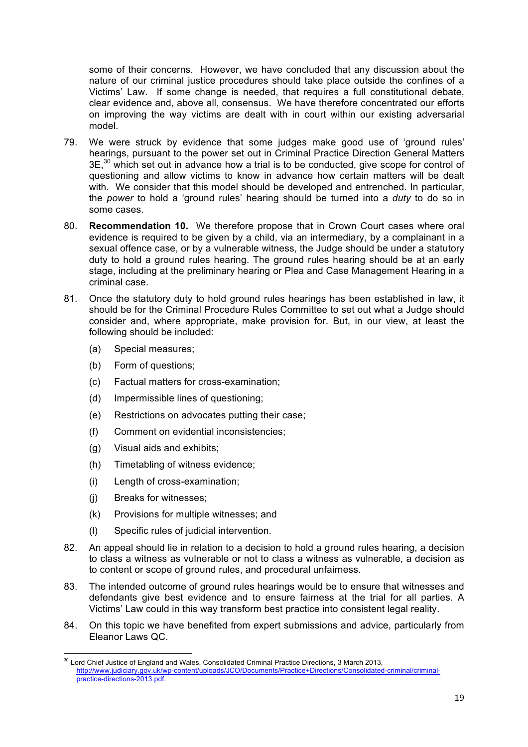some of their concerns. However, we have concluded that any discussion about the nature of our criminal justice procedures should take place outside the confines of a Victims' Law. If some change is needed, that requires a full constitutional debate, clear evidence and, above all, consensus. We have therefore concentrated our efforts on improving the way victims are dealt with in court within our existing adversarial model.

79. We were struck by evidence that some judges make good use of 'ground rules' hearings, pursuant to the power set out in Criminal Practice Direction General Matters 3E,[30] which set out in advance how a trial is to be conducted, give scope for control of questioning and allow victims to know in advance how certain matters will be dealt with. We consider that this model should be developed and entrenched. In particular, the *power* to hold a 'ground rules' hearing should be turned into a *duty* to do so in some cases.

80. **Recommendation 10.** We therefore propose that in Crown Court cases where oral evidence is required to be given by a child, via an intermediary, by a complainant in a sexual offence case, or by a vulnerable witness, the Judge should be under a statutory duty to hold a ground rules hearing. The ground rules hearing should be at an early stage, including at the preliminary hearing or Plea and Case Management Hearing in a criminal case.

81. Once the statutory duty to hold ground rules hearings has been established in law, it should be for the Criminal Procedure Rules Committee to set out what a Judge should consider and, where appropriate, make provision for. But, in our view, at least the following should be included:

    (a) Special measures;
    (b) Form of questions;
    (c) Factual matters for cross-examination;
    (d) Impermissible lines of questioning;
    (e) Restrictions on advocates putting their case;
    (f) Comment on evidential inconsistencies;
    (g) Visual aids and exhibits;
    (h) Timetabling of witness evidence;
    (i) Length of cross-examination;
    (j) Breaks for witnesses;
    (k) Provisions for multiple witnesses; and
    (l) Specific rules of judicial intervention.

82. An appeal should lie in relation to a decision to hold a ground rules hearing, a decision to class a witness as vulnerable or not to class a witness as vulnerable, a decision as to content or scope of ground rules, and procedural unfairness.

83. The intended outcome of ground rules hearings would be to ensure that witnesses and defendants give best evidence and to ensure fairness at the trial for all parties. A Victims' Law could in this way transform best practice into consistent legal reality.

84. On this topic we have benefited from expert submissions and advice, particularly from Eleanor Laws QC.

---

[30] Lord Chief Justice of England and Wales, Consolidated Criminal Practice Directions, 3 March 2013, http://www.judiciary.gov.uk/wp-content/uploads/JCO/Documents/Practice+Directions/Consolidated-criminal/criminal-practice-directions-2013.pdf.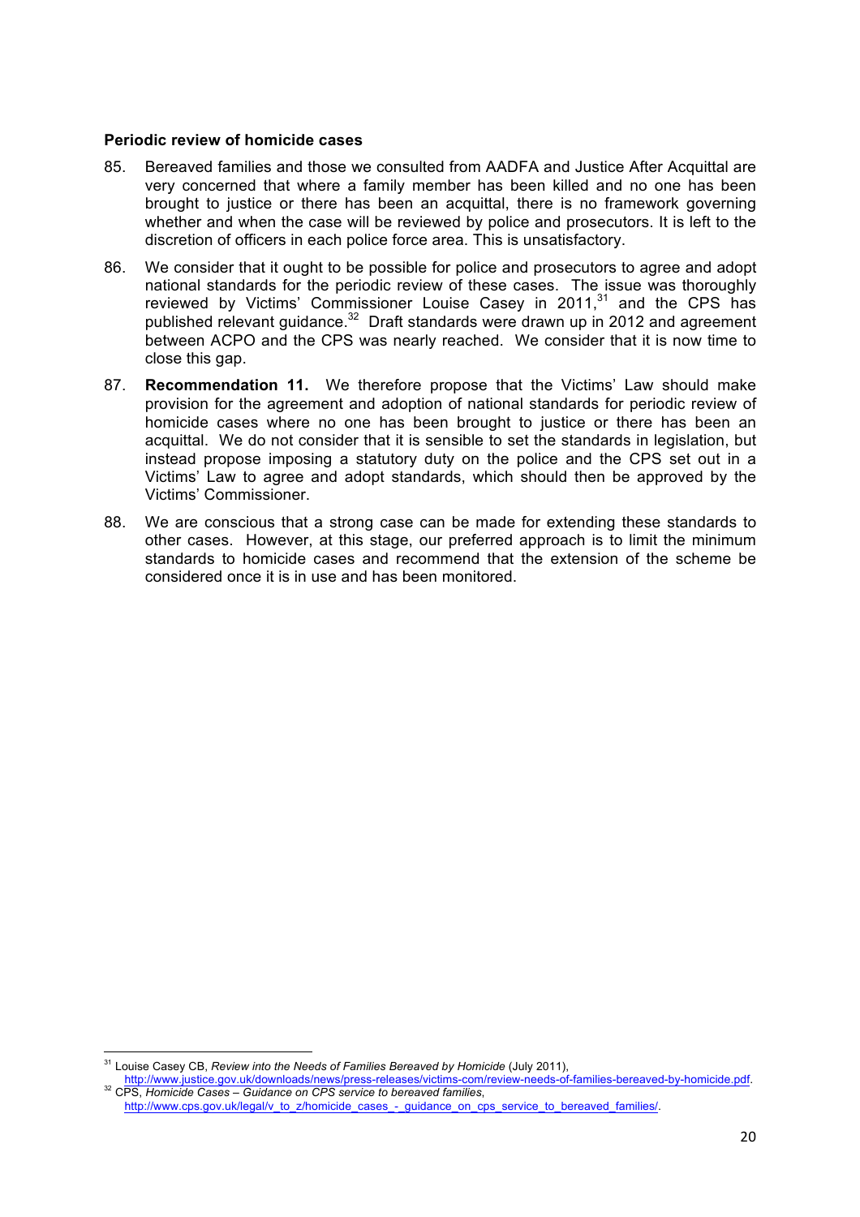**Periodic review of homicide cases**

85. Bereaved families and those we consulted from AADFA and Justice After Acquittal are very concerned that where a family member has been killed and no one has been brought to justice or there has been an acquittal, there is no framework governing whether and when the case will be reviewed by police and prosecutors. It is left to the discretion of officers in each police force area. This is unsatisfactory.

86. We consider that it ought to be possible for police and prosecutors to agree and adopt national standards for the periodic review of these cases. The issue was thoroughly reviewed by Victims' Commissioner Louise Casey in 2011,[31] and the CPS has published relevant guidance.[32] Draft standards were drawn up in 2012 and agreement between ACPO and the CPS was nearly reached. We consider that it is now time to close this gap.

87. **Recommendation 11.** We therefore propose that the Victims' Law should make provision for the agreement and adoption of national standards for periodic review of homicide cases where no one has been brought to justice or there has been an acquittal. We do not consider that it is sensible to set the standards in legislation, but instead propose imposing a statutory duty on the police and the CPS set out in a Victims' Law to agree and adopt standards, which should then be approved by the Victims' Commissioner.

88. We are conscious that a strong case can be made for extending these standards to other cases. However, at this stage, our preferred approach is to limit the minimum standards to homicide cases and recommend that the extension of the scheme be considered once it is in use and has been monitored.

---

[31] Louise Casey CB, *Review into the Needs of Families Bereaved by Homicide* (July 2011), http://www.justice.gov.uk/downloads/news/press-releases/victims-com/review-needs-of-families-bereaved-by-homicide.pdf.

[32] CPS, *Homicide Cases – Guidance on CPS service to bereaved families*, http://www.cps.gov.uk/legal/v_to_z/homicide_cases_-_guidance_on_cps_service_to_bereaved_families/.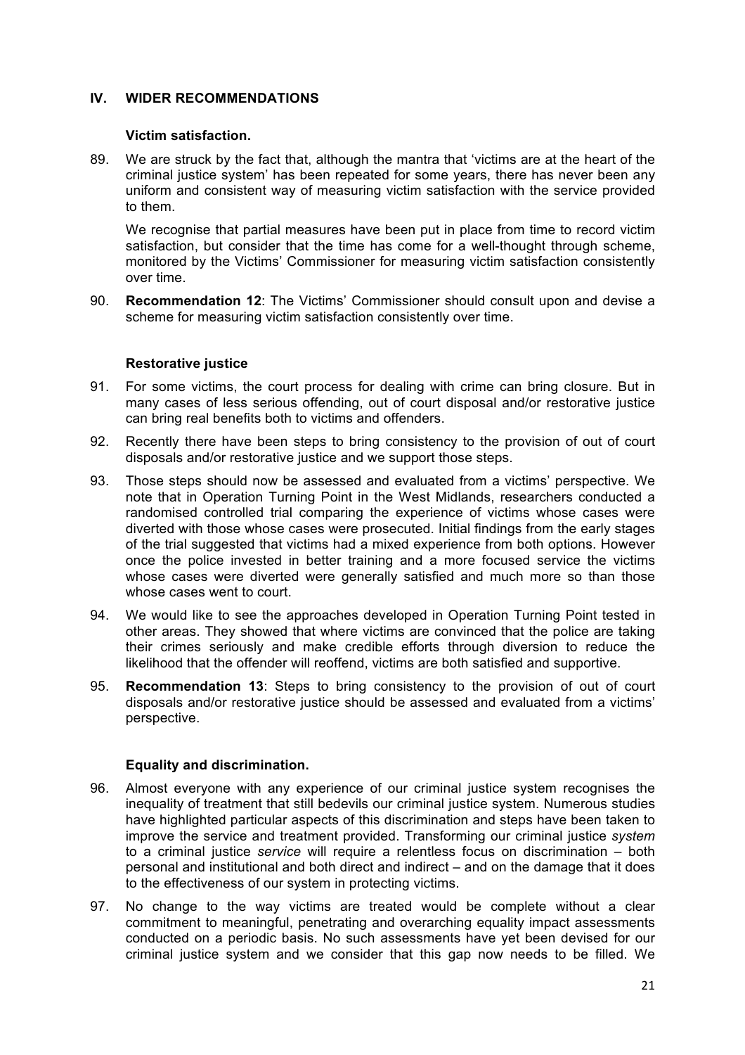## IV. WIDER RECOMMENDATIONS

### Victim satisfaction.

89. We are struck by the fact that, although the mantra that 'victims are at the heart of the criminal justice system' has been repeated for some years, there has never been any uniform and consistent way of measuring victim satisfaction with the service provided to them.

    We recognise that partial measures have been put in place from time to record victim satisfaction, but consider that the time has come for a well-thought through scheme, monitored by the Victims' Commissioner for measuring victim satisfaction consistently over time.

90. **Recommendation 12**: The Victims' Commissioner should consult upon and devise a scheme for measuring victim satisfaction consistently over time.

### Restorative justice

91. For some victims, the court process for dealing with crime can bring closure. But in many cases of less serious offending, out of court disposal and/or restorative justice can bring real benefits both to victims and offenders.

92. Recently there have been steps to bring consistency to the provision of out of court disposals and/or restorative justice and we support those steps.

93. Those steps should now be assessed and evaluated from a victims' perspective. We note that in Operation Turning Point in the West Midlands, researchers conducted a randomised controlled trial comparing the experience of victims whose cases were diverted with those whose cases were prosecuted. Initial findings from the early stages of the trial suggested that victims had a mixed experience from both options. However once the police invested in better training and a more focused service the victims whose cases were diverted were generally satisfied and much more so than those whose cases went to court.

94. We would like to see the approaches developed in Operation Turning Point tested in other areas. They showed that where victims are convinced that the police are taking their crimes seriously and make credible efforts through diversion to reduce the likelihood that the offender will reoffend, victims are both satisfied and supportive.

95. **Recommendation 13**: Steps to bring consistency to the provision of out of court disposals and/or restorative justice should be assessed and evaluated from a victims' perspective.

### Equality and discrimination.

96. Almost everyone with any experience of our criminal justice system recognises the inequality of treatment that still bedevils our criminal justice system. Numerous studies have highlighted particular aspects of this discrimination and steps have been taken to improve the service and treatment provided. Transforming our criminal justice *system* to a criminal justice *service* will require a relentless focus on discrimination – both personal and institutional and both direct and indirect – and on the damage that it does to the effectiveness of our system in protecting victims.

97. No change to the way victims are treated would be complete without a clear commitment to meaningful, penetrating and overarching equality impact assessments conducted on a periodic basis. No such assessments have yet been devised for our criminal justice system and we consider that this gap now needs to be filled. We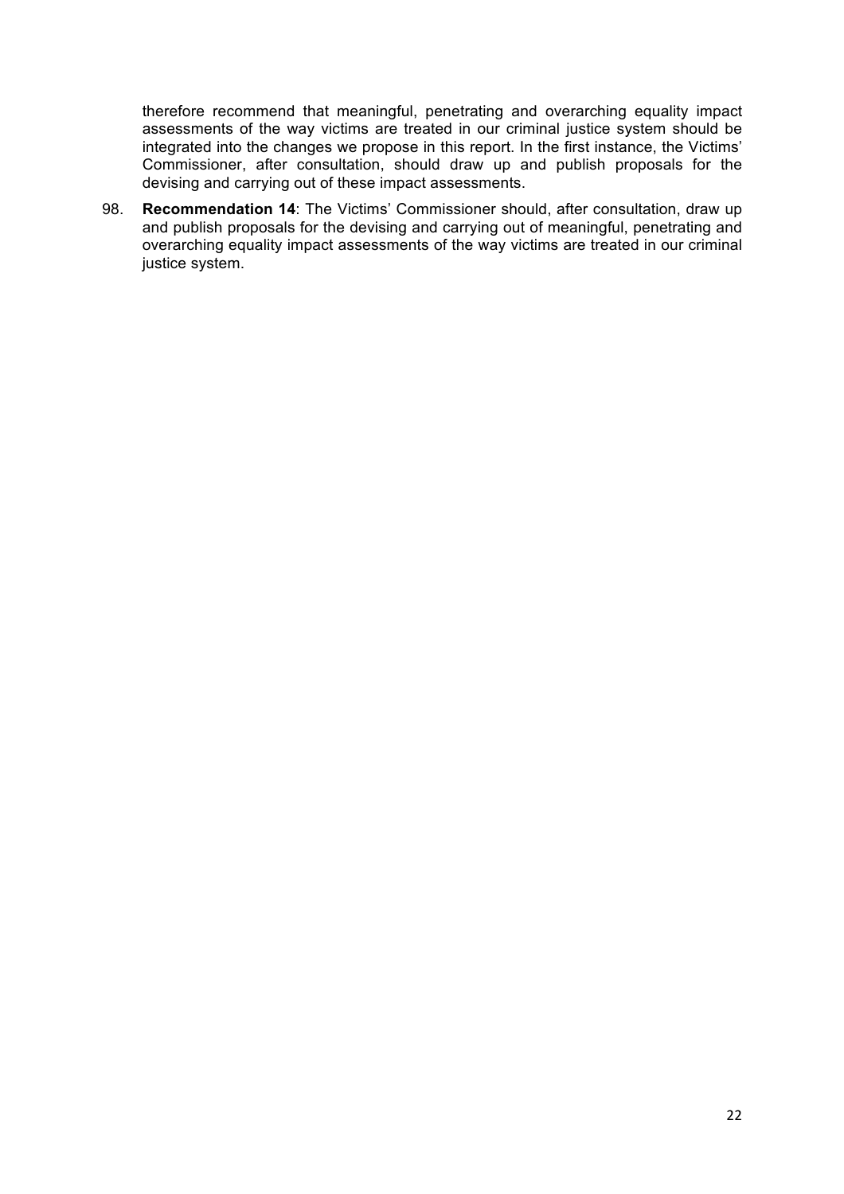therefore recommend that meaningful, penetrating and overarching equality impact assessments of the way victims are treated in our criminal justice system should be integrated into the changes we propose in this report. In the first instance, the Victims' Commissioner, after consultation, should draw up and publish proposals for the devising and carrying out of these impact assessments.

98. **Recommendation 14**: The Victims' Commissioner should, after consultation, draw up and publish proposals for the devising and carrying out of meaningful, penetrating and overarching equality impact assessments of the way victims are treated in our criminal justice system.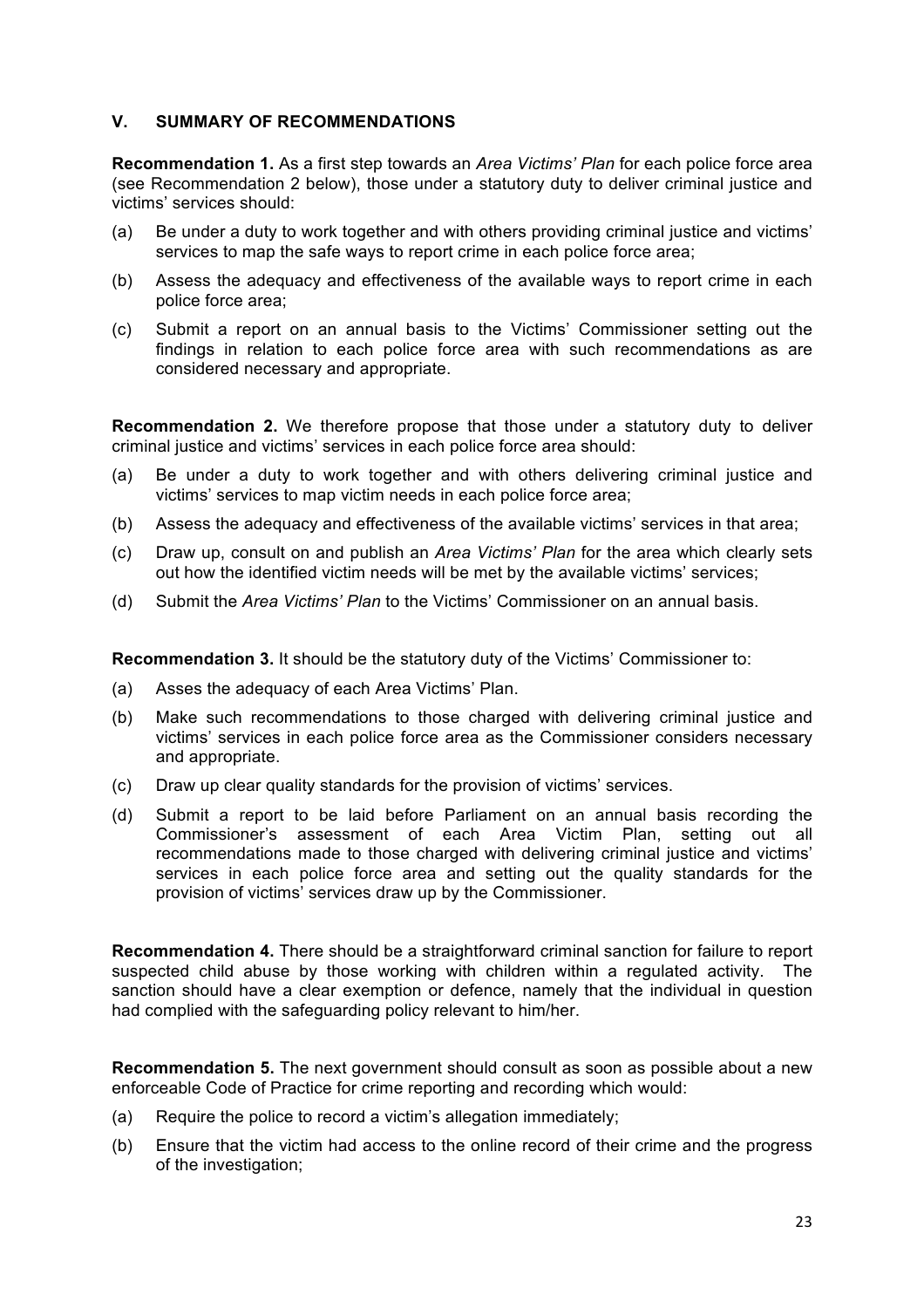## V. SUMMARY OF RECOMMENDATIONS

**Recommendation 1.** As a first step towards an *Area Victims' Plan* for each police force area (see Recommendation 2 below), those under a statutory duty to deliver criminal justice and victims' services should:

(a) Be under a duty to work together and with others providing criminal justice and victims' services to map the safe ways to report crime in each police force area;

(b) Assess the adequacy and effectiveness of the available ways to report crime in each police force area;

(c) Submit a report on an annual basis to the Victims' Commissioner setting out the findings in relation to each police force area with such recommendations as are considered necessary and appropriate.

**Recommendation 2.** We therefore propose that those under a statutory duty to deliver criminal justice and victims' services in each police force area should:

(a) Be under a duty to work together and with others delivering criminal justice and victims' services to map victim needs in each police force area;

(b) Assess the adequacy and effectiveness of the available victims' services in that area;

(c) Draw up, consult on and publish an *Area Victims' Plan* for the area which clearly sets out how the identified victim needs will be met by the available victims' services;

(d) Submit the *Area Victims' Plan* to the Victims' Commissioner on an annual basis.

**Recommendation 3.** It should be the statutory duty of the Victims' Commissioner to:

(a) Asses the adequacy of each Area Victims' Plan.

(b) Make such recommendations to those charged with delivering criminal justice and victims' services in each police force area as the Commissioner considers necessary and appropriate.

(c) Draw up clear quality standards for the provision of victims' services.

(d) Submit a report to be laid before Parliament on an annual basis recording the Commissioner's assessment of each Area Victim Plan, setting out all recommendations made to those charged with delivering criminal justice and victims' services in each police force area and setting out the quality standards for the provision of victims' services draw up by the Commissioner.

**Recommendation 4.** There should be a straightforward criminal sanction for failure to report suspected child abuse by those working with children within a regulated activity. The sanction should have a clear exemption or defence, namely that the individual in question had complied with the safeguarding policy relevant to him/her.

**Recommendation 5.** The next government should consult as soon as possible about a new enforceable Code of Practice for crime reporting and recording which would:

(a) Require the police to record a victim's allegation immediately;

(b) Ensure that the victim had access to the online record of their crime and the progress of the investigation;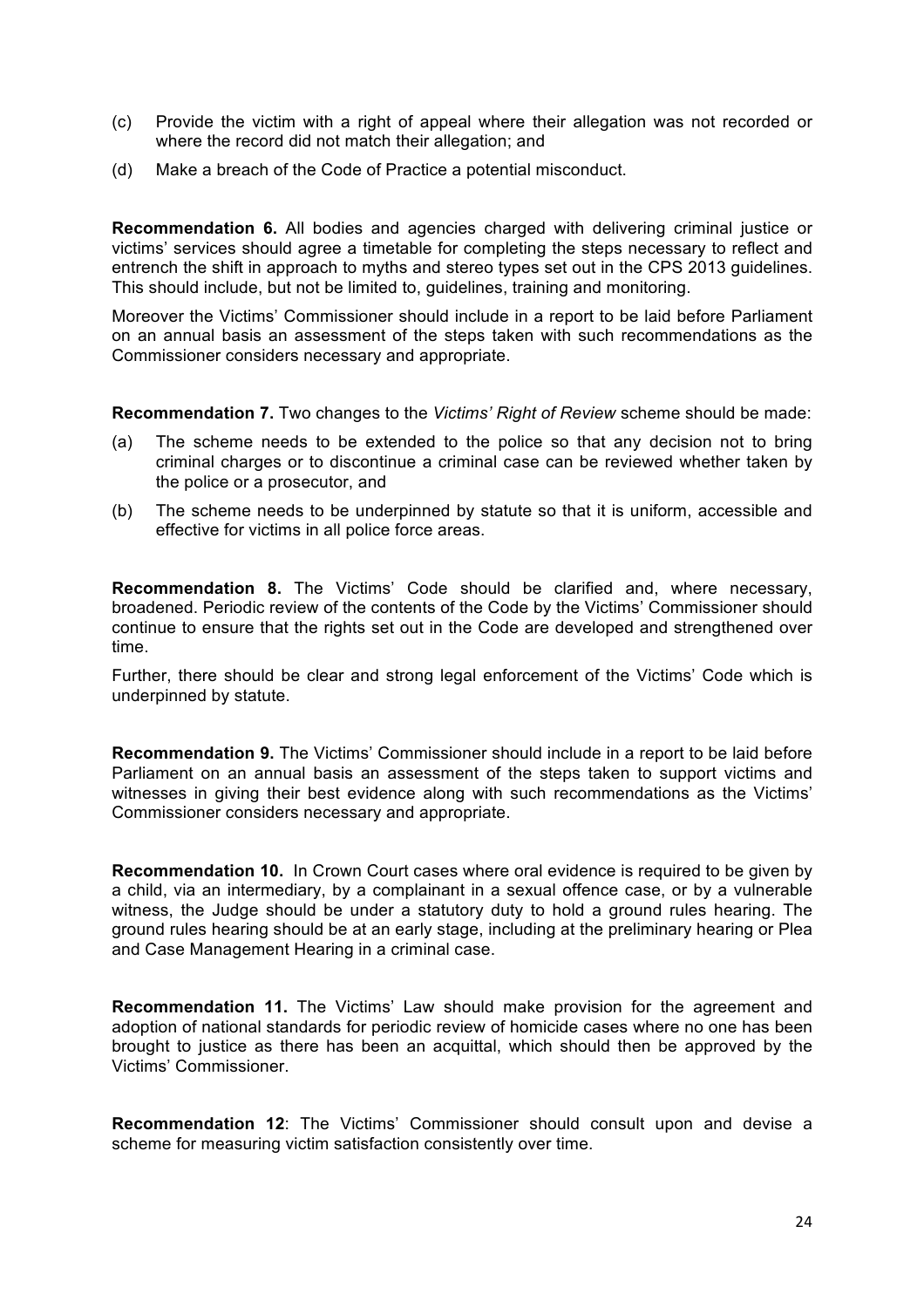(c) Provide the victim with a right of appeal where their allegation was not recorded or where the record did not match their allegation; and

(d) Make a breach of the Code of Practice a potential misconduct.

**Recommendation 6.** All bodies and agencies charged with delivering criminal justice or victims' services should agree a timetable for completing the steps necessary to reflect and entrench the shift in approach to myths and stereo types set out in the CPS 2013 guidelines. This should include, but not be limited to, guidelines, training and monitoring.

Moreover the Victims' Commissioner should include in a report to be laid before Parliament on an annual basis an assessment of the steps taken with such recommendations as the Commissioner considers necessary and appropriate.

**Recommendation 7.** Two changes to the *Victims' Right of Review* scheme should be made:

(a) The scheme needs to be extended to the police so that any decision not to bring criminal charges or to discontinue a criminal case can be reviewed whether taken by the police or a prosecutor, and

(b) The scheme needs to be underpinned by statute so that it is uniform, accessible and effective for victims in all police force areas.

**Recommendation 8.** The Victims' Code should be clarified and, where necessary, broadened. Periodic review of the contents of the Code by the Victims' Commissioner should continue to ensure that the rights set out in the Code are developed and strengthened over time.

Further, there should be clear and strong legal enforcement of the Victims' Code which is underpinned by statute.

**Recommendation 9.** The Victims' Commissioner should include in a report to be laid before Parliament on an annual basis an assessment of the steps taken to support victims and witnesses in giving their best evidence along with such recommendations as the Victims' Commissioner considers necessary and appropriate.

**Recommendation 10.** In Crown Court cases where oral evidence is required to be given by a child, via an intermediary, by a complainant in a sexual offence case, or by a vulnerable witness, the Judge should be under a statutory duty to hold a ground rules hearing. The ground rules hearing should be at an early stage, including at the preliminary hearing or Plea and Case Management Hearing in a criminal case.

**Recommendation 11.** The Victims' Law should make provision for the agreement and adoption of national standards for periodic review of homicide cases where no one has been brought to justice as there has been an acquittal, which should then be approved by the Victims' Commissioner.

**Recommendation 12**: The Victims' Commissioner should consult upon and devise a scheme for measuring victim satisfaction consistently over time.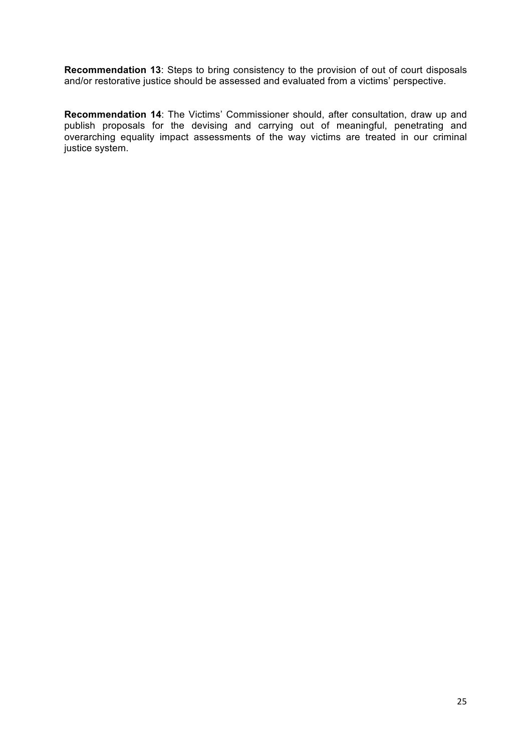**Recommendation 13**: Steps to bring consistency to the provision of out of court disposals and/or restorative justice should be assessed and evaluated from a victims' perspective.

**Recommendation 14**: The Victims' Commissioner should, after consultation, draw up and publish proposals for the devising and carrying out of meaningful, penetrating and overarching equality impact assessments of the way victims are treated in our criminal justice system.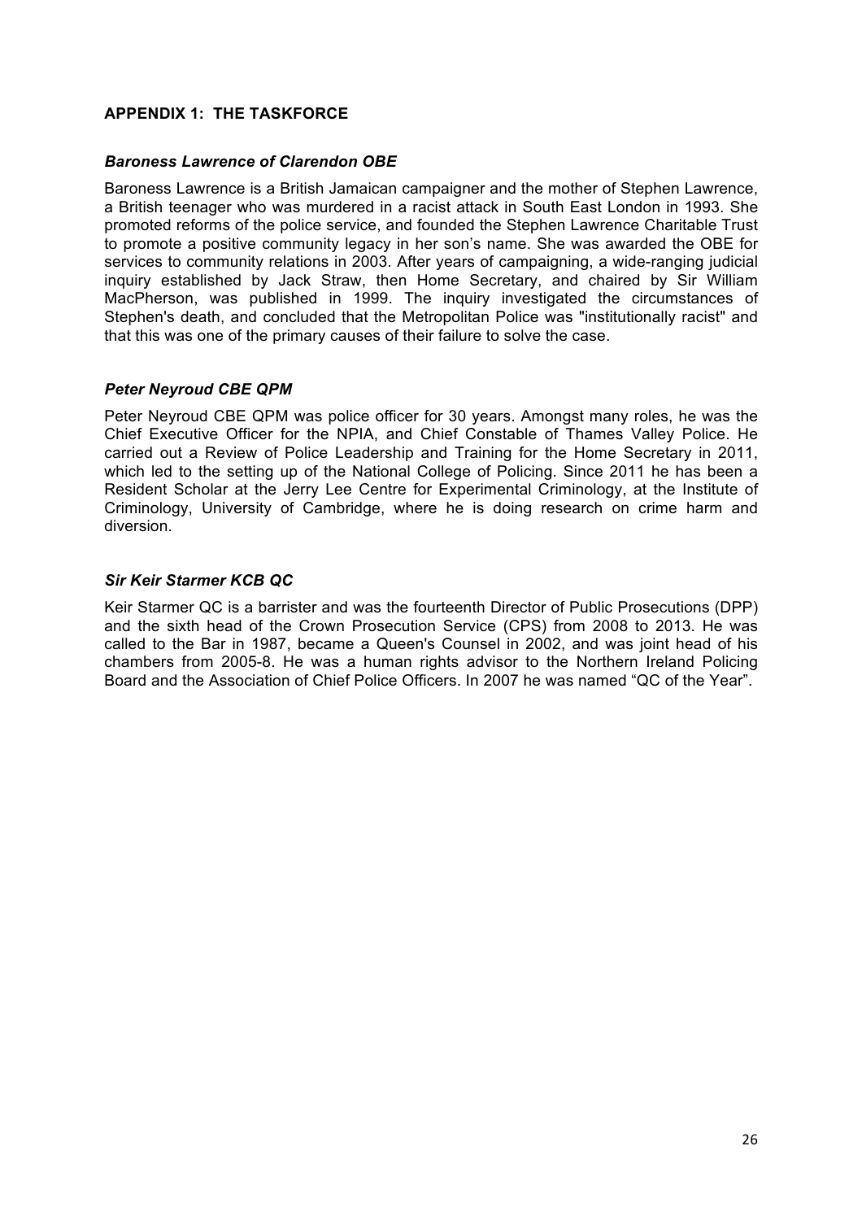## APPENDIX 1: THE TASKFORCE

### *Baroness Lawrence of Clarendon OBE*

Baroness Lawrence is a British Jamaican campaigner and the mother of Stephen Lawrence, a British teenager who was murdered in a racist attack in South East London in 1993. She promoted reforms of the police service, and founded the Stephen Lawrence Charitable Trust to promote a positive community legacy in her son's name. She was awarded the OBE for services to community relations in 2003. After years of campaigning, a wide-ranging judicial inquiry established by Jack Straw, then Home Secretary, and chaired by Sir William MacPherson, was published in 1999. The inquiry investigated the circumstances of Stephen's death, and concluded that the Metropolitan Police was "institutionally racist" and that this was one of the primary causes of their failure to solve the case.

### *Peter Neyroud CBE QPM*

Peter Neyroud CBE QPM was police officer for 30 years. Amongst many roles, he was the Chief Executive Officer for the NPIA, and Chief Constable of Thames Valley Police. He carried out a Review of Police Leadership and Training for the Home Secretary in 2011, which led to the setting up of the National College of Policing. Since 2011 he has been a Resident Scholar at the Jerry Lee Centre for Experimental Criminology, at the Institute of Criminology, University of Cambridge, where he is doing research on crime harm and diversion.

### *Sir Keir Starmer KCB QC*

Keir Starmer QC is a barrister and was the fourteenth Director of Public Prosecutions (DPP) and the sixth head of the Crown Prosecution Service (CPS) from 2008 to 2013. He was called to the Bar in 1987, became a Queen's Counsel in 2002, and was joint head of his chambers from 2005-8. He was a human rights advisor to the Northern Ireland Policing Board and the Association of Chief Police Officers. In 2007 he was named "QC of the Year".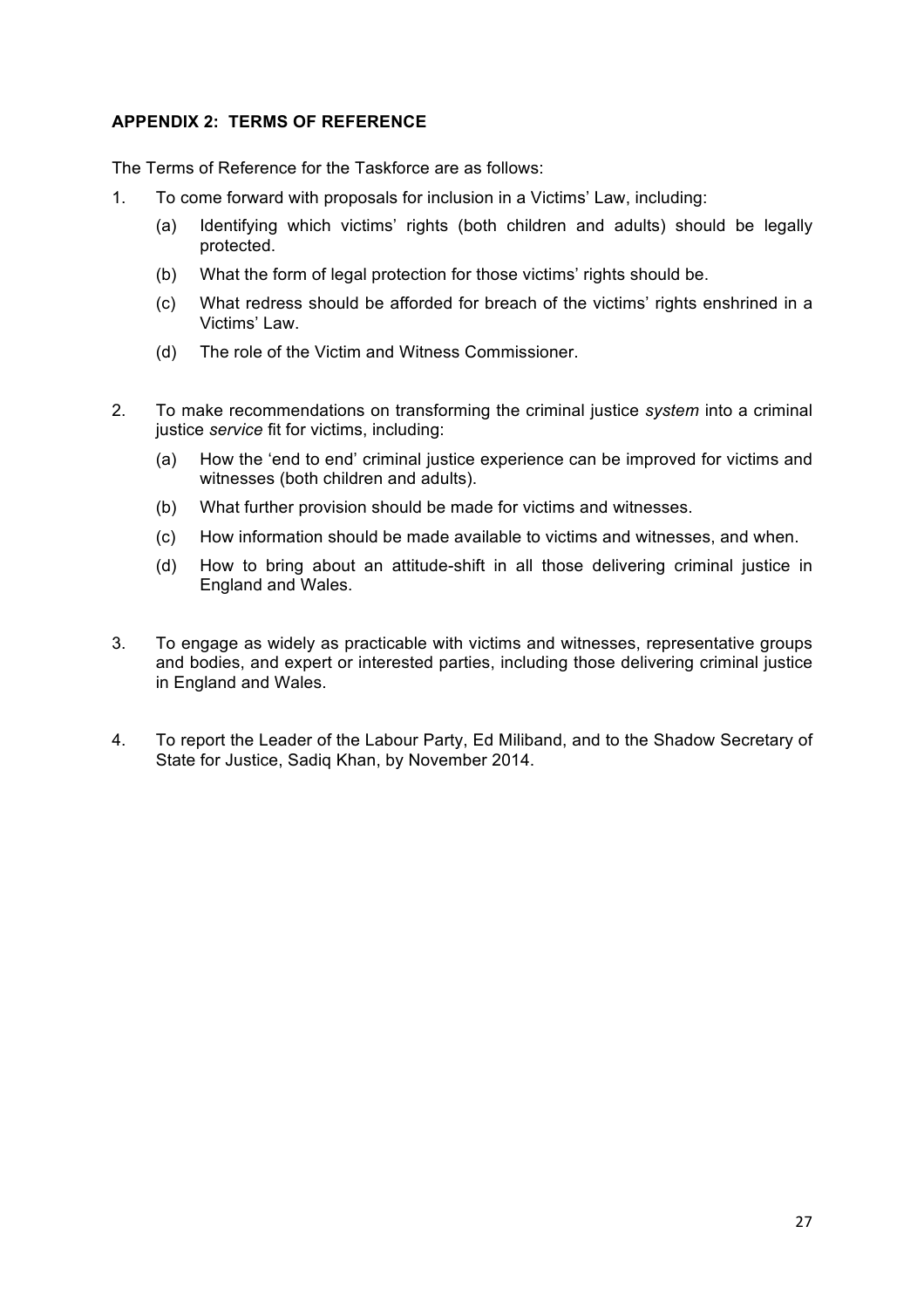**APPENDIX 2: TERMS OF REFERENCE**

The Terms of Reference for the Taskforce are as follows:

1. To come forward with proposals for inclusion in a Victims' Law, including:
   (a) Identifying which victims' rights (both children and adults) should be legally protected.
   (b) What the form of legal protection for those victims' rights should be.
   (c) What redress should be afforded for breach of the victims' rights enshrined in a Victims' Law.
   (d) The role of the Victim and Witness Commissioner.

2. To make recommendations on transforming the criminal justice *system* into a criminal justice *service* fit for victims, including:
   (a) How the 'end to end' criminal justice experience can be improved for victims and witnesses (both children and adults).
   (b) What further provision should be made for victims and witnesses.
   (c) How information should be made available to victims and witnesses, and when.
   (d) How to bring about an attitude-shift in all those delivering criminal justice in England and Wales.

3. To engage as widely as practicable with victims and witnesses, representative groups and bodies, and expert or interested parties, including those delivering criminal justice in England and Wales.

4. To report the Leader of the Labour Party, Ed Miliband, and to the Shadow Secretary of State for Justice, Sadiq Khan, by November 2014.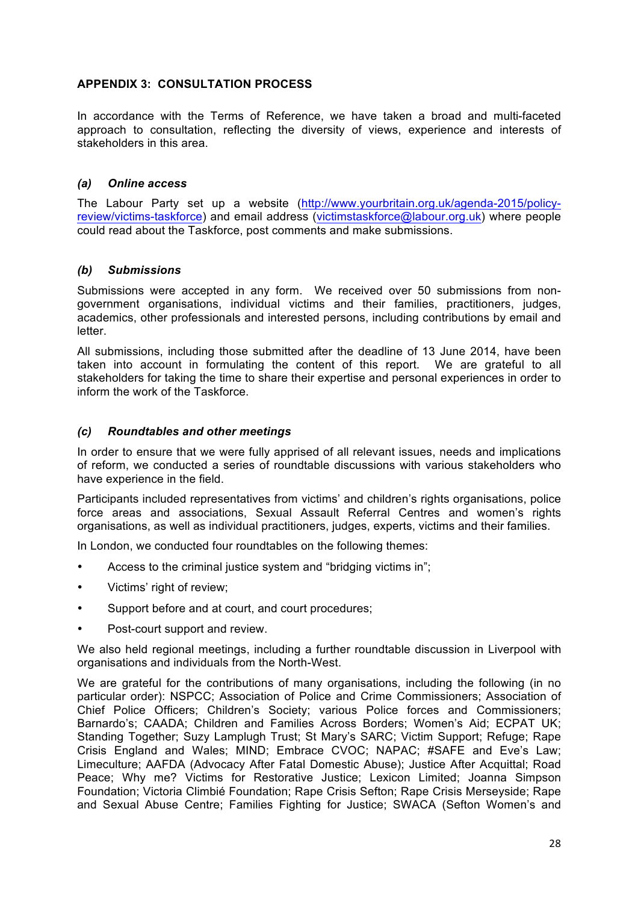## APPENDIX 3: CONSULTATION PROCESS

In accordance with the Terms of Reference, we have taken a broad and multi-faceted approach to consultation, reflecting the diversity of views, experience and interests of stakeholders in this area.

### *(a) Online access*

The Labour Party set up a website (http://www.yourbritain.org.uk/agenda-2015/policy-review/victims-taskforce) and email address (victimstaskforce@labour.org.uk) where people could read about the Taskforce, post comments and make submissions.

### *(b) Submissions*

Submissions were accepted in any form. We received over 50 submissions from non-government organisations, individual victims and their families, practitioners, judges, academics, other professionals and interested persons, including contributions by email and letter.

All submissions, including those submitted after the deadline of 13 June 2014, have been taken into account in formulating the content of this report. We are grateful to all stakeholders for taking the time to share their expertise and personal experiences in order to inform the work of the Taskforce.

### *(c) Roundtables and other meetings*

In order to ensure that we were fully apprised of all relevant issues, needs and implications of reform, we conducted a series of roundtable discussions with various stakeholders who have experience in the field.

Participants included representatives from victims' and children's rights organisations, police force areas and associations, Sexual Assault Referral Centres and women's rights organisations, as well as individual practitioners, judges, experts, victims and their families.

In London, we conducted four roundtables on the following themes:

- Access to the criminal justice system and "bridging victims in";
- Victims' right of review;
- Support before and at court, and court procedures;
- Post-court support and review.

We also held regional meetings, including a further roundtable discussion in Liverpool with organisations and individuals from the North-West.

We are grateful for the contributions of many organisations, including the following (in no particular order): NSPCC; Association of Police and Crime Commissioners; Association of Chief Police Officers; Children's Society; various Police forces and Commissioners; Barnardo's; CAADA; Children and Families Across Borders; Women's Aid; ECPAT UK; Standing Together; Suzy Lamplugh Trust; St Mary's SARC; Victim Support; Refuge; Rape Crisis England and Wales; MIND; Embrace CVOC; NAPAC; #SAFE and Eve's Law; Limeculture; AAFDA (Advocacy After Fatal Domestic Abuse); Justice After Acquittal; Road Peace; Why me? Victims for Restorative Justice; Lexicon Limited; Joanna Simpson Foundation; Victoria Climbié Foundation; Rape Crisis Sefton; Rape Crisis Merseyside; Rape and Sexual Abuse Centre; Families Fighting for Justice; SWACA (Sefton Women's and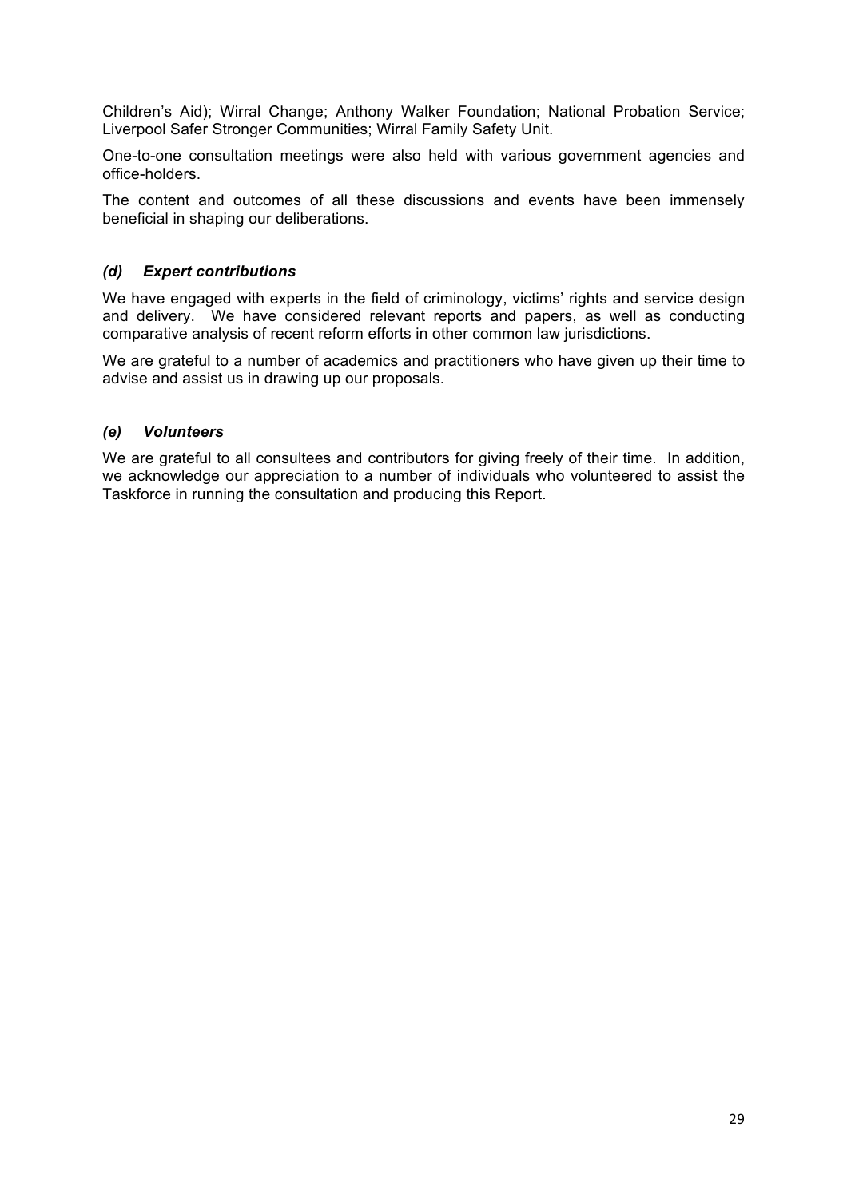Children's Aid); Wirral Change; Anthony Walker Foundation; National Probation Service; Liverpool Safer Stronger Communities; Wirral Family Safety Unit.

One-to-one consultation meetings were also held with various government agencies and office-holders.

The content and outcomes of all these discussions and events have been immensely beneficial in shaping our deliberations.

### *(d) Expert contributions*

We have engaged with experts in the field of criminology, victims' rights and service design and delivery. We have considered relevant reports and papers, as well as conducting comparative analysis of recent reform efforts in other common law jurisdictions.

We are grateful to a number of academics and practitioners who have given up their time to advise and assist us in drawing up our proposals.

### *(e) Volunteers*

We are grateful to all consultees and contributors for giving freely of their time. In addition, we acknowledge our appreciation to a number of individuals who volunteered to assist the Taskforce in running the consultation and producing this Report.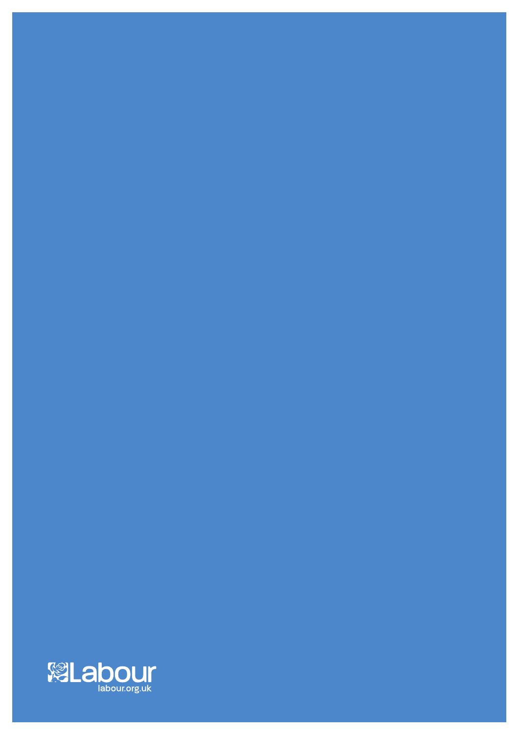Labour

labour.org.uk